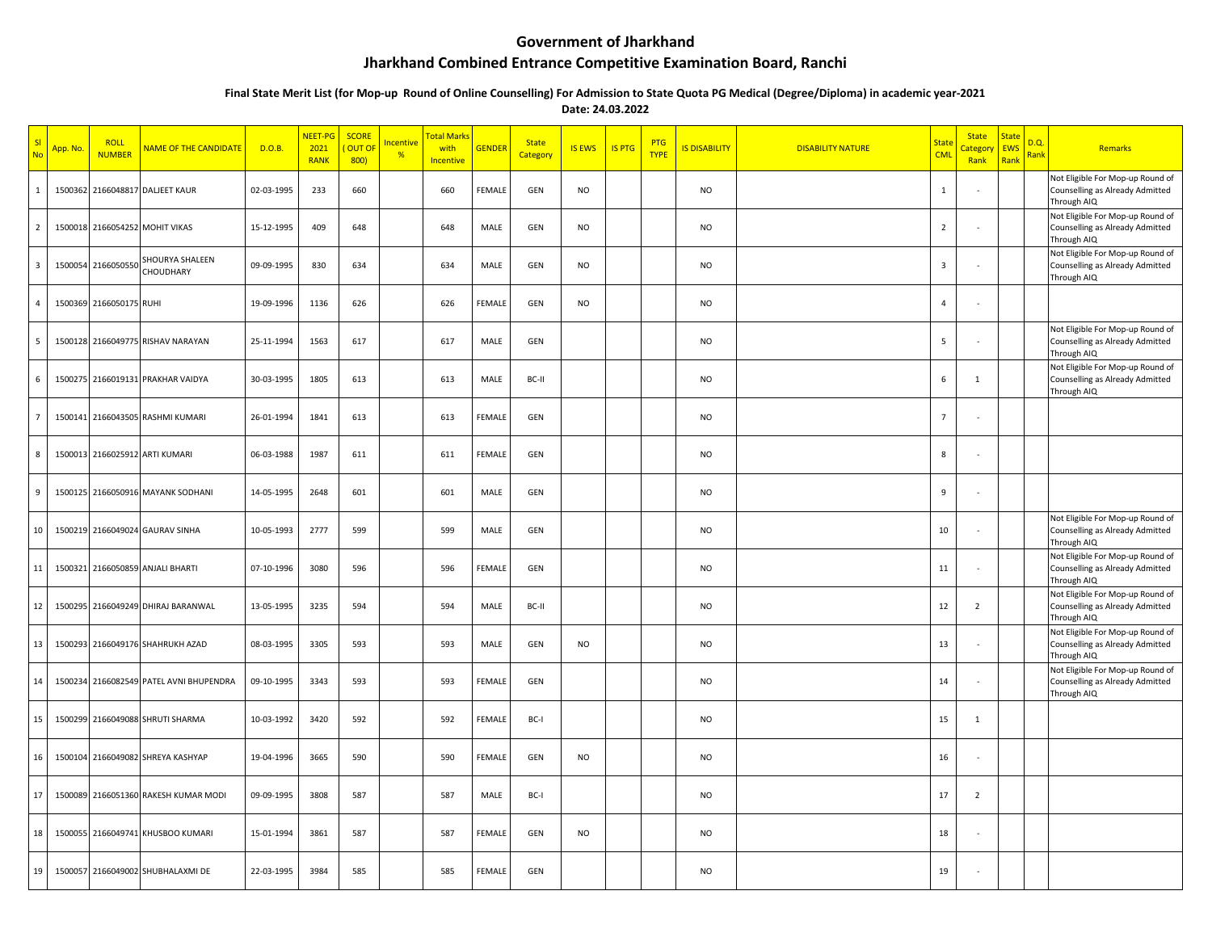# Government of Jharkhand

# Jharkhand Combined Entrance Competitive Examination Board, Ranchi

### Final State Merit List (for Mop-up Round of Online Counselling) For Admission to State Quota PG Medical (Degree/Diploma) in academic year-2021

**Date: 24.03.2022**

| Sl No | App. No. | ROLL NUMBER | NAME OF THE CANDIDATE | D.O.B. | NEET-PG 2021 RANK | SCORE ( OUT OF 800) | Incentive % | Total Marks with Incentive | GENDER | State Category | IS EWS | IS PTG | PTG TYPE | IS DISABILITY | DISABILITY NATURE | State CML | State Category Rank | State EWS Rank | D.Q. Rank | Remarks |
|---|---|---|---|---|---|---|---|---|---|---|---|---|---|---|---|---|---|---|---|---|
| 1 | 1500362 | 2166048817 | DALJEET KAUR | 02-03-1995 | 233 | 660 | | 660 | FEMALE | GEN | NO | | | NO | | 1 | - | | | Not Eligible For Mop-up Round of Counselling as Already Admitted Through AIQ |
| 2 | 1500018 | 2166054252 | MOHIT VIKAS | 15-12-1995 | 409 | 648 | | 648 | MALE | GEN | NO | | | NO | | 2 | - | | | Not Eligible For Mop-up Round of Counselling as Already Admitted Through AIQ |
| 3 | 1500054 | 2166050550 | SHOURYA SHALEEN CHOUDHARY | 09-09-1995 | 830 | 634 | | 634 | MALE | GEN | NO | | | NO | | 3 | - | | | Not Eligible For Mop-up Round of Counselling as Already Admitted Through AIQ |
| 4 | 1500369 | 2166050175 | RUHI | 19-09-1996 | 1136 | 626 | | 626 | FEMALE | GEN | NO | | | NO | | 4 | - | | | |
| 5 | 1500128 | 2166049775 | RISHAV NARAYAN | 25-11-1994 | 1563 | 617 | | 617 | MALE | GEN | | | | NO | | 5 | - | | | Not Eligible For Mop-up Round of Counselling as Already Admitted Through AIQ |
| 6 | 1500275 | 2166019131 | PRAKHAR VAIDYA | 30-03-1995 | 1805 | 613 | | 613 | MALE | BC-II | | | | NO | | 6 | 1 | | | Not Eligible For Mop-up Round of Counselling as Already Admitted Through AIQ |
| 7 | 1500141 | 2166043505 | RASHMI KUMARI | 26-01-1994 | 1841 | 613 | | 613 | FEMALE | GEN | | | | NO | | 7 | - | | | |
| 8 | 1500013 | 2166025912 | ARTI KUMARI | 06-03-1988 | 1987 | 611 | | 611 | FEMALE | GEN | | | | NO | | 8 | - | | | |
| 9 | 1500125 | 2166050916 | MAYANK SODHANI | 14-05-1995 | 2648 | 601 | | 601 | MALE | GEN | | | | NO | | 9 | - | | | |
| 10 | 1500219 | 2166049024 | GAURAV SINHA | 10-05-1993 | 2777 | 599 | | 599 | MALE | GEN | | | | NO | | 10 | - | | | Not Eligible For Mop-up Round of Counselling as Already Admitted Through AIQ |
| 11 | 1500321 | 2166050859 | ANJALI BHARTI | 07-10-1996 | 3080 | 596 | | 596 | FEMALE | GEN | | | | NO | | 11 | - | | | Not Eligible For Mop-up Round of Counselling as Already Admitted Through AIQ |
| 12 | 1500295 | 2166049249 | DHIRAJ BARANWAL | 13-05-1995 | 3235 | 594 | | 594 | MALE | BC-II | | | | NO | | 12 | 2 | | | Not Eligible For Mop-up Round of Counselling as Already Admitted Through AIQ |
| 13 | 1500293 | 2166049176 | SHAHRUKH AZAD | 08-03-1995 | 3305 | 593 | | 593 | MALE | GEN | NO | | | NO | | 13 | - | | | Not Eligible For Mop-up Round of Counselling as Already Admitted Through AIQ |
| 14 | 1500234 | 2166082549 | PATEL AVNI BHUPENDRA | 09-10-1995 | 3343 | 593 | | 593 | FEMALE | GEN | | | | NO | | 14 | - | | | Not Eligible For Mop-up Round of Counselling as Already Admitted Through AIQ |
| 15 | 1500299 | 2166049088 | SHRUTI SHARMA | 10-03-1992 | 3420 | 592 | | 592 | FEMALE | BC-I | | | | NO | | 15 | 1 | | | |
| 16 | 1500104 | 2166049082 | SHREYA KASHYAP | 19-04-1996 | 3665 | 590 | | 590 | FEMALE | GEN | NO | | | NO | | 16 | - | | | |
| 17 | 1500089 | 2166051360 | RAKESH KUMAR MODI | 09-09-1995 | 3808 | 587 | | 587 | MALE | BC-I | | | | NO | | 17 | 2 | | | |
| 18 | 1500055 | 2166049741 | KHUSBOO KUMARI | 15-01-1994 | 3861 | 587 | | 587 | FEMALE | GEN | NO | | | NO | | 18 | - | | | |
| 19 | 1500057 | 2166049002 | SHUBHALAXMI DE | 22-03-1995 | 3984 | 585 | | 585 | FEMALE | GEN | | | | NO | | 19 | - | | | |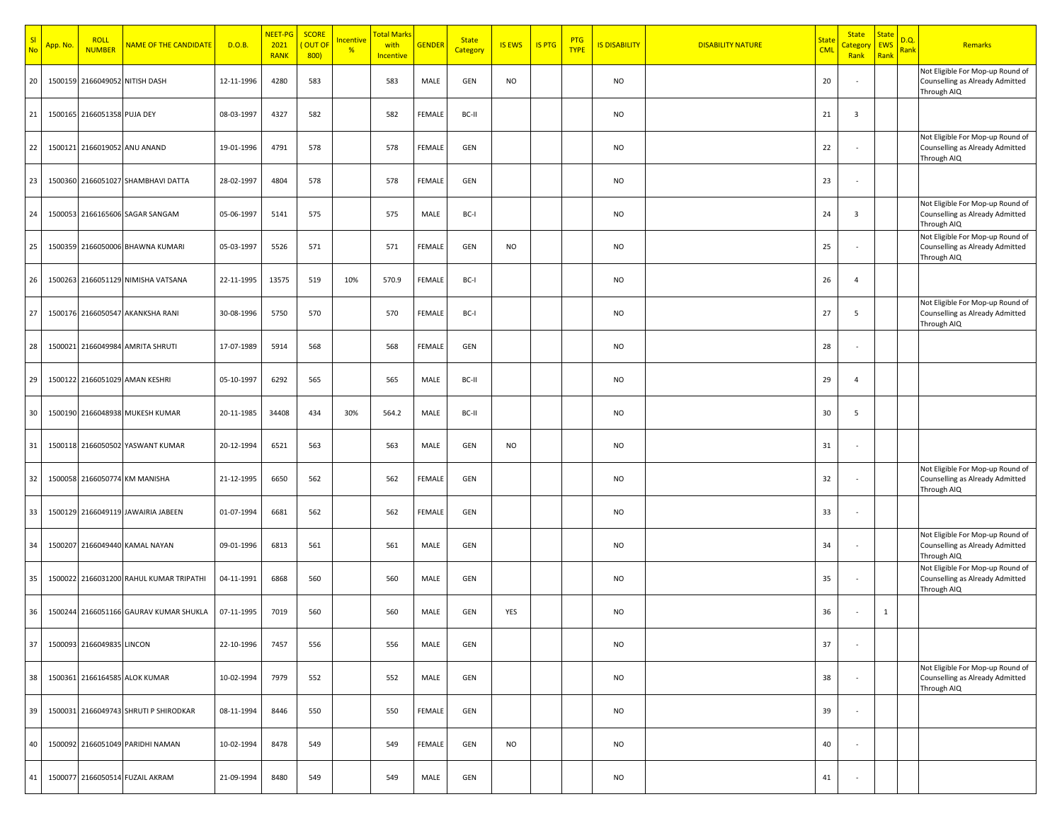| Sl No | App. No. | ROLL NUMBER | NAME OF THE CANDIDATE | D.O.B. | NEET-PG 2021 RANK | SCORE ( OUT OF 800) | Incentive % | Total Marks with Incentive | GENDER | State Category | IS EWS | IS PTG | PTG TYPE | IS DISABILITY | DISABILITY NATURE | State CML | State Category Rank | State EWS Rank | D.Q. Rank | Remarks |
|---|---|---|---|---|---|---|---|---|---|---|---|---|---|---|---|---|---|---|---|---|
| 20 | 1500159 | 2166049052 | NITISH DASH | 12-11-1996 | 4280 | 583 | | 583 | MALE | GEN | NO | | | NO | | 20 | - | | | Not Eligible For Mop-up Round of Counselling as Already Admitted Through AIQ |
| 21 | 1500165 | 2166051358 | PUJA DEY | 08-03-1997 | 4327 | 582 | | 582 | FEMALE | BC-II | | | | NO | | 21 | 3 | | | |
| 22 | 1500121 | 2166019052 | ANU ANAND | 19-01-1996 | 4791 | 578 | | 578 | FEMALE | GEN | | | | NO | | 22 | - | | | Not Eligible For Mop-up Round of Counselling as Already Admitted Through AIQ |
| 23 | 1500360 | 2166051027 | SHAMBHAVI DATTA | 28-02-1997 | 4804 | 578 | | 578 | FEMALE | GEN | | | | NO | | 23 | - | | | |
| 24 | 1500053 | 2166165606 | SAGAR SANGAM | 05-06-1997 | 5141 | 575 | | 575 | MALE | BC-I | | | | NO | | 24 | 3 | | | Not Eligible For Mop-up Round of Counselling as Already Admitted Through AIQ |
| 25 | 1500359 | 2166050006 | BHAWNA KUMARI | 05-03-1997 | 5526 | 571 | | 571 | FEMALE | GEN | NO | | | NO | | 25 | - | | | Not Eligible For Mop-up Round of Counselling as Already Admitted Through AIQ |
| 26 | 1500263 | 2166051129 | NIMISHA VATSANA | 22-11-1995 | 13575 | 519 | 10% | 570.9 | FEMALE | BC-I | | | | NO | | 26 | 4 | | | |
| 27 | 1500176 | 2166050547 | AKANKSHA RANI | 30-08-1996 | 5750 | 570 | | 570 | FEMALE | BC-I | | | | NO | | 27 | 5 | | | Not Eligible For Mop-up Round of Counselling as Already Admitted Through AIQ |
| 28 | 1500021 | 2166049984 | AMRITA SHRUTI | 17-07-1989 | 5914 | 568 | | 568 | FEMALE | GEN | | | | NO | | 28 | - | | | |
| 29 | 1500122 | 2166051029 | AMAN KESHRI | 05-10-1997 | 6292 | 565 | | 565 | MALE | BC-II | | | | NO | | 29 | 4 | | | |
| 30 | 1500190 | 2166048938 | MUKESH KUMAR | 20-11-1985 | 34408 | 434 | 30% | 564.2 | MALE | BC-II | | | | NO | | 30 | 5 | | | |
| 31 | 1500118 | 2166050502 | YASWANT KUMAR | 20-12-1994 | 6521 | 563 | | 563 | MALE | GEN | NO | | | NO | | 31 | - | | | |
| 32 | 1500058 | 2166050774 | KM MANISHA | 21-12-1995 | 6650 | 562 | | 562 | FEMALE | GEN | | | | NO | | 32 | - | | | Not Eligible For Mop-up Round of Counselling as Already Admitted Through AIQ |
| 33 | 1500129 | 2166049119 | JAWAIRIA JABEEN | 01-07-1994 | 6681 | 562 | | 562 | FEMALE | GEN | | | | NO | | 33 | - | | | |
| 34 | 1500207 | 2166049440 | KAMAL NAYAN | 09-01-1996 | 6813 | 561 | | 561 | MALE | GEN | | | | NO | | 34 | - | | | Not Eligible For Mop-up Round of Counselling as Already Admitted Through AIQ |
| 35 | 1500022 | 2166031200 | RAHUL KUMAR TRIPATHI | 04-11-1991 | 6868 | 560 | | 560 | MALE | GEN | | | | NO | | 35 | - | | | Not Eligible For Mop-up Round of Counselling as Already Admitted Through AIQ |
| 36 | 1500244 | 2166051166 | GAURAV KUMAR SHUKLA | 07-11-1995 | 7019 | 560 | | 560 | MALE | GEN | YES | | | NO | | 36 | - | 1 | | |
| 37 | 1500093 | 2166049835 | LINCON | 22-10-1996 | 7457 | 556 | | 556 | MALE | GEN | | | | NO | | 37 | - | | | |
| 38 | 1500361 | 2166164585 | ALOK KUMAR | 10-02-1994 | 7979 | 552 | | 552 | MALE | GEN | | | | NO | | 38 | - | | | Not Eligible For Mop-up Round of Counselling as Already Admitted Through AIQ |
| 39 | 1500031 | 2166049743 | SHRUTI P SHIRODKAR | 08-11-1994 | 8446 | 550 | | 550 | FEMALE | GEN | | | | NO | | 39 | - | | | |
| 40 | 1500092 | 2166051049 | PARIDHI NAMAN | 10-02-1994 | 8478 | 549 | | 549 | FEMALE | GEN | NO | | | NO | | 40 | - | | | |
| 41 | 1500077 | 2166050514 | FUZAIL AKRAM | 21-09-1994 | 8480 | 549 | | 549 | MALE | GEN | | | | NO | | 41 | - | | | |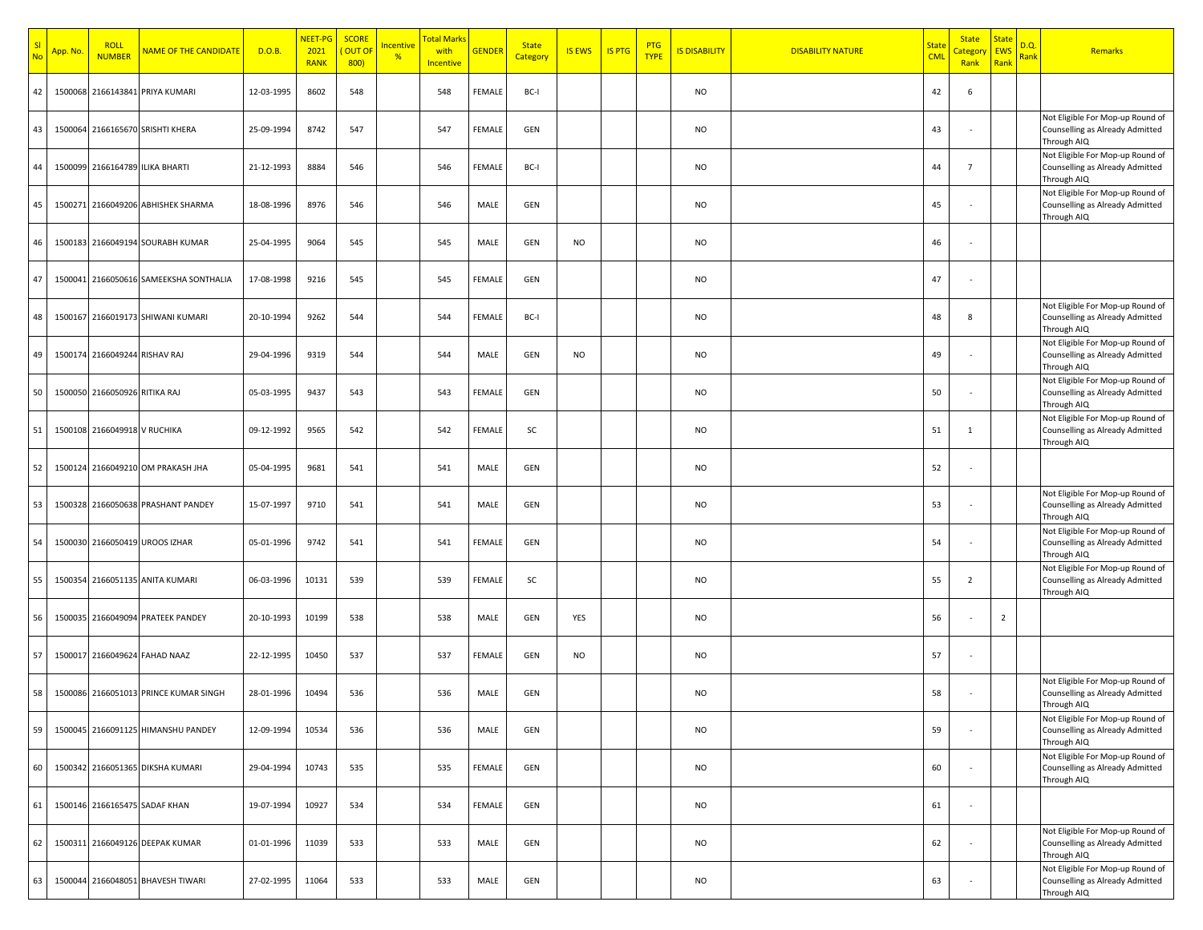| Sl No | App. No. | ROLL NUMBER | NAME OF THE CANDIDATE | D.O.B. | NEET-PG 2021 RANK | SCORE ( OUT OF 800) | Incentive % | Total Marks with Incentive | GENDER | State Category | IS EWS | IS PTG | PTG TYPE | IS DISABILITY | DISABILITY NATURE | State CML | State Category Rank | State EWS Rank | D.Q. Rank | Remarks |
|---|---|---|---|---|---|---|---|---|---|---|---|---|---|---|---|---|---|---|---|---|
| 42 | 1500068 | 2166143841 | PRIYA KUMARI | 12-03-1995 | 8602 | 548 | | 548 | FEMALE | BC-I | | | | NO | | 42 | 6 | | | |
| 43 | 1500064 | 2166165670 | SRISHTI KHERA | 25-09-1994 | 8742 | 547 | | 547 | FEMALE | GEN | | | | NO | | 43 | - | | | Not Eligible For Mop-up Round of Counselling as Already Admitted Through AIQ |
| 44 | 1500099 | 2166164789 | ILIKA BHARTI | 21-12-1993 | 8884 | 546 | | 546 | FEMALE | BC-I | | | | NO | | 44 | 7 | | | Not Eligible For Mop-up Round of Counselling as Already Admitted Through AIQ |
| 45 | 1500271 | 2166049206 | ABHISHEK SHARMA | 18-08-1996 | 8976 | 546 | | 546 | MALE | GEN | | | | NO | | 45 | - | | | Not Eligible For Mop-up Round of Counselling as Already Admitted Through AIQ |
| 46 | 1500183 | 2166049194 | SOURABH KUMAR | 25-04-1995 | 9064 | 545 | | 545 | MALE | GEN | NO | | | NO | | 46 | - | | | |
| 47 | 1500041 | 2166050616 | SAMEEKSHA SONTHALIA | 17-08-1998 | 9216 | 545 | | 545 | FEMALE | GEN | | | | NO | | 47 | - | | | |
| 48 | 1500167 | 2166019173 | SHIWANI KUMARI | 20-10-1994 | 9262 | 544 | | 544 | FEMALE | BC-I | | | | NO | | 48 | 8 | | | Not Eligible For Mop-up Round of Counselling as Already Admitted Through AIQ |
| 49 | 1500174 | 2166049244 | RISHAV RAJ | 29-04-1996 | 9319 | 544 | | 544 | MALE | GEN | NO | | | NO | | 49 | - | | | Not Eligible For Mop-up Round of Counselling as Already Admitted Through AIQ |
| 50 | 1500050 | 2166050926 | RITIKA RAJ | 05-03-1995 | 9437 | 543 | | 543 | FEMALE | GEN | | | | NO | | 50 | - | | | Not Eligible For Mop-up Round of Counselling as Already Admitted Through AIQ |
| 51 | 1500108 | 2166049918 | V RUCHIKA | 09-12-1992 | 9565 | 542 | | 542 | FEMALE | SC | | | | NO | | 51 | 1 | | | Not Eligible For Mop-up Round of Counselling as Already Admitted Through AIQ |
| 52 | 1500124 | 2166049210 | OM PRAKASH JHA | 05-04-1995 | 9681 | 541 | | 541 | MALE | GEN | | | | NO | | 52 | - | | | |
| 53 | 1500328 | 2166050638 | PRASHANT PANDEY | 15-07-1997 | 9710 | 541 | | 541 | MALE | GEN | | | | NO | | 53 | - | | | Not Eligible For Mop-up Round of Counselling as Already Admitted Through AIQ |
| 54 | 1500030 | 2166050419 | UROOS IZHAR | 05-01-1996 | 9742 | 541 | | 541 | FEMALE | GEN | | | | NO | | 54 | - | | | Not Eligible For Mop-up Round of Counselling as Already Admitted Through AIQ |
| 55 | 1500354 | 2166051135 | ANITA KUMARI | 06-03-1996 | 10131 | 539 | | 539 | FEMALE | SC | | | | NO | | 55 | 2 | | | Not Eligible For Mop-up Round of Counselling as Already Admitted Through AIQ |
| 56 | 1500035 | 2166049094 | PRATEEK PANDEY | 20-10-1993 | 10199 | 538 | | 538 | MALE | GEN | YES | | | NO | | 56 | - | 2 | | |
| 57 | 1500017 | 2166049624 | FAHAD NAAZ | 22-12-1995 | 10450 | 537 | | 537 | FEMALE | GEN | NO | | | NO | | 57 | - | | | |
| 58 | 1500086 | 2166051013 | PRINCE KUMAR SINGH | 28-01-1996 | 10494 | 536 | | 536 | MALE | GEN | | | | NO | | 58 | - | | | Not Eligible For Mop-up Round of Counselling as Already Admitted Through AIQ |
| 59 | 1500045 | 2166091125 | HIMANSHU PANDEY | 12-09-1994 | 10534 | 536 | | 536 | MALE | GEN | | | | NO | | 59 | - | | | Not Eligible For Mop-up Round of Counselling as Already Admitted Through AIQ |
| 60 | 1500342 | 2166051365 | DIKSHA KUMARI | 29-04-1994 | 10743 | 535 | | 535 | FEMALE | GEN | | | | NO | | 60 | - | | | Not Eligible For Mop-up Round of Counselling as Already Admitted Through AIQ |
| 61 | 1500146 | 2166165475 | SADAF KHAN | 19-07-1994 | 10927 | 534 | | 534 | FEMALE | GEN | | | | NO | | 61 | - | | | |
| 62 | 1500311 | 2166049126 | DEEPAK KUMAR | 01-01-1996 | 11039 | 533 | | 533 | MALE | GEN | | | | NO | | 62 | - | | | Not Eligible For Mop-up Round of Counselling as Already Admitted Through AIQ |
| 63 | 1500044 | 2166048051 | BHAVESH TIWARI | 27-02-1995 | 11064 | 533 | | 533 | MALE | GEN | | | | NO | | 63 | - | | | Not Eligible For Mop-up Round of Counselling as Already Admitted Through AIQ |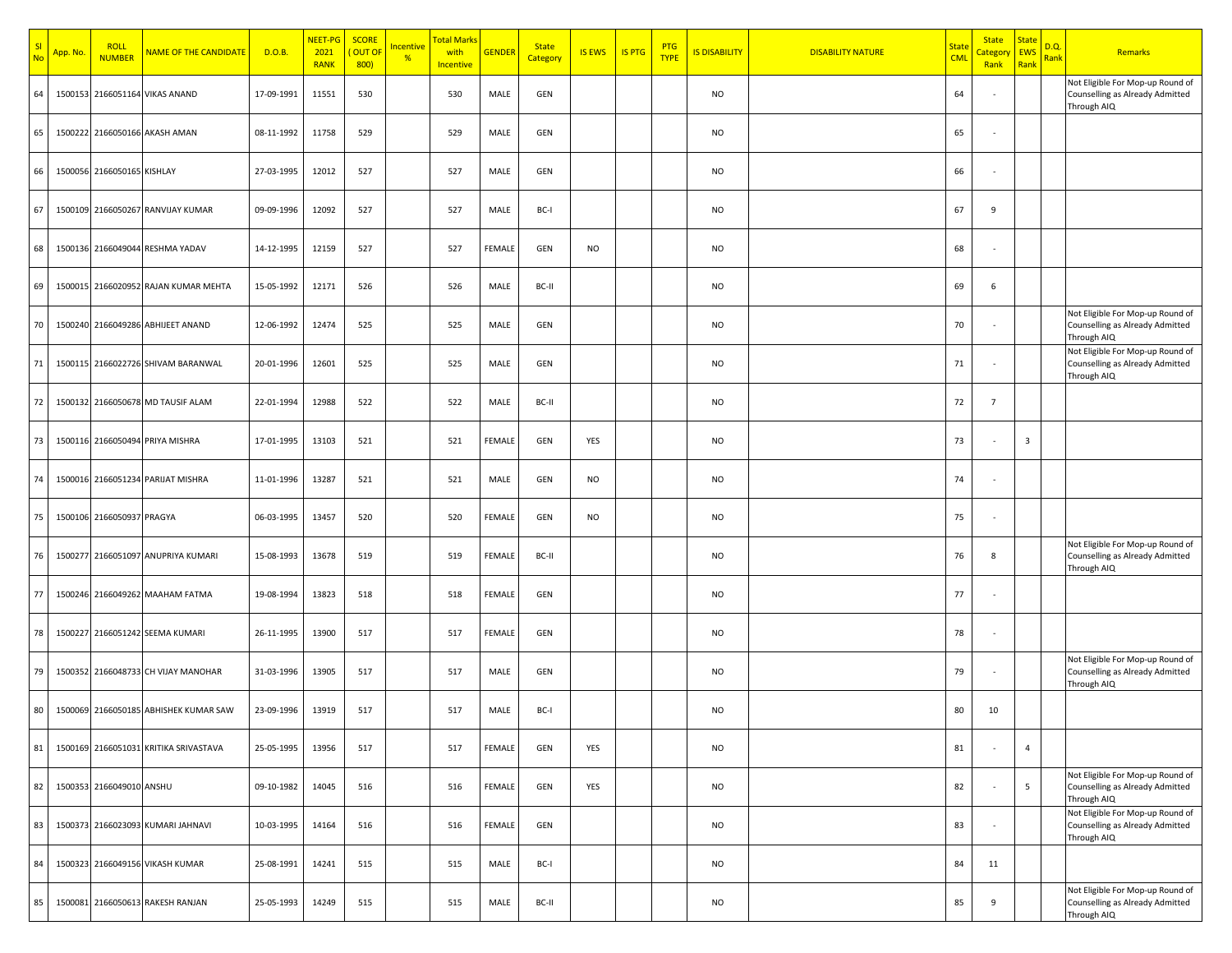| Sl No | App. No. | ROLL NUMBER | NAME OF THE CANDIDATE | D.O.B. | NEET-PG 2021 RANK | SCORE ( OUT OF 800) | Incentive % | Total Marks with Incentive | GENDER | State Category | IS EWS | IS PTG | PTG TYPE | IS DISABILITY | DISABILITY NATURE | State CML | State Category Rank | State EWS Rank | D.Q. Rank | Remarks |
|---|---|---|---|---|---|---|---|---|---|---|---|---|---|---|---|---|---|---|---|---|
| 64 | 1500153 | 2166051164 | VIKAS ANAND | 17-09-1991 | 11551 | 530 | | 530 | MALE | GEN | | | | NO | | 64 | - | | | Not Eligible For Mop-up Round of Counselling as Already Admitted Through AIQ |
| 65 | 1500222 | 2166050166 | AKASH AMAN | 08-11-1992 | 11758 | 529 | | 529 | MALE | GEN | | | | NO | | 65 | - | | | |
| 66 | 1500056 | 2166050165 | KISHLAY | 27-03-1995 | 12012 | 527 | | 527 | MALE | GEN | | | | NO | | 66 | - | | | |
| 67 | 1500109 | 2166050267 | RANVIJAY KUMAR | 09-09-1996 | 12092 | 527 | | 527 | MALE | BC-I | | | | NO | | 67 | 9 | | | |
| 68 | 1500136 | 2166049044 | RESHMA YADAV | 14-12-1995 | 12159 | 527 | | 527 | FEMALE | GEN | NO | | | NO | | 68 | - | | | |
| 69 | 1500015 | 2166020952 | RAJAN KUMAR MEHTA | 15-05-1992 | 12171 | 526 | | 526 | MALE | BC-II | | | | NO | | 69 | 6 | | | |
| 70 | 1500240 | 2166049286 | ABHIJEET ANAND | 12-06-1992 | 12474 | 525 | | 525 | MALE | GEN | | | | NO | | 70 | - | | | Not Eligible For Mop-up Round of Counselling as Already Admitted Through AIQ |
| 71 | 1500115 | 2166022726 | SHIVAM BARANWAL | 20-01-1996 | 12601 | 525 | | 525 | MALE | GEN | | | | NO | | 71 | - | | | Not Eligible For Mop-up Round of Counselling as Already Admitted Through AIQ |
| 72 | 1500132 | 2166050678 | MD TAUSIF ALAM | 22-01-1994 | 12988 | 522 | | 522 | MALE | BC-II | | | | NO | | 72 | 7 | | | |
| 73 | 1500116 | 2166050494 | PRIYA MISHRA | 17-01-1995 | 13103 | 521 | | 521 | FEMALE | GEN | YES | | | NO | | 73 | - | 3 | | |
| 74 | 1500016 | 2166051234 | PARIJAT MISHRA | 11-01-1996 | 13287 | 521 | | 521 | MALE | GEN | NO | | | NO | | 74 | - | | | |
| 75 | 1500106 | 2166050937 | PRAGYA | 06-03-1995 | 13457 | 520 | | 520 | FEMALE | GEN | NO | | | NO | | 75 | - | | | |
| 76 | 1500277 | 2166051097 | ANUPRIYA KUMARI | 15-08-1993 | 13678 | 519 | | 519 | FEMALE | BC-II | | | | NO | | 76 | 8 | | | Not Eligible For Mop-up Round of Counselling as Already Admitted Through AIQ |
| 77 | 1500246 | 2166049262 | MAAHAM FATMA | 19-08-1994 | 13823 | 518 | | 518 | FEMALE | GEN | | | | NO | | 77 | - | | | |
| 78 | 1500227 | 2166051242 | SEEMA KUMARI | 26-11-1995 | 13900 | 517 | | 517 | FEMALE | GEN | | | | NO | | 78 | - | | | |
| 79 | 1500352 | 2166048733 | CH VIJAY MANOHAR | 31-03-1996 | 13905 | 517 | | 517 | MALE | GEN | | | | NO | | 79 | - | | | Not Eligible For Mop-up Round of Counselling as Already Admitted Through AIQ |
| 80 | 1500069 | 2166050185 | ABHISHEK KUMAR SAW | 23-09-1996 | 13919 | 517 | | 517 | MALE | BC-I | | | | NO | | 80 | 10 | | | |
| 81 | 1500169 | 2166051031 | KRITIKA SRIVASTAVA | 25-05-1995 | 13956 | 517 | | 517 | FEMALE | GEN | YES | | | NO | | 81 | - | 4 | | |
| 82 | 1500353 | 2166049010 | ANSHU | 09-10-1982 | 14045 | 516 | | 516 | FEMALE | GEN | YES | | | NO | | 82 | - | 5 | | Not Eligible For Mop-up Round of Counselling as Already Admitted Through AIQ |
| 83 | 1500373 | 2166023093 | KUMARI JAHNAVI | 10-03-1995 | 14164 | 516 | | 516 | FEMALE | GEN | | | | NO | | 83 | - | | | Not Eligible For Mop-up Round of Counselling as Already Admitted Through AIQ |
| 84 | 1500323 | 2166049156 | VIKASH KUMAR | 25-08-1991 | 14241 | 515 | | 515 | MALE | BC-I | | | | NO | | 84 | 11 | | | |
| 85 | 1500081 | 2166050613 | RAKESH RANJAN | 25-05-1993 | 14249 | 515 | | 515 | MALE | BC-II | | | | NO | | 85 | 9 | | | Not Eligible For Mop-up Round of Counselling as Already Admitted Through AIQ |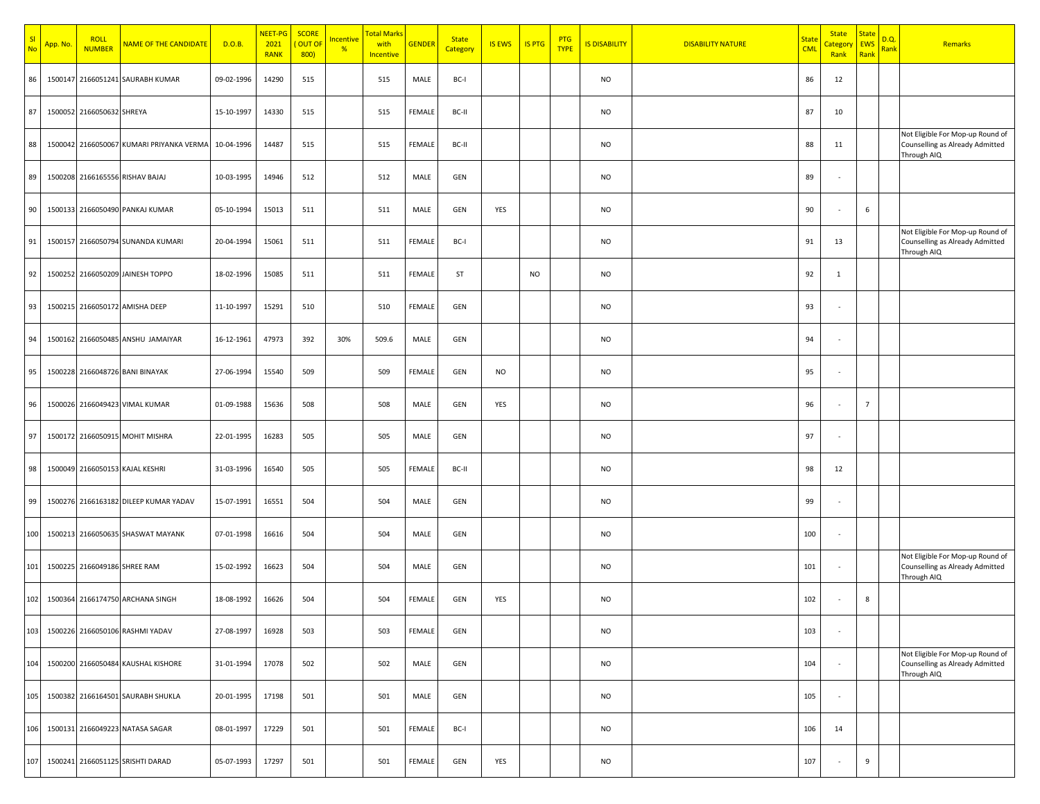| Sl No | App. No. | ROLL NUMBER | NAME OF THE CANDIDATE | D.O.B. | NEET-PG 2021 RANK | SCORE ( OUT OF 800) | Incentive % | Total Marks with Incentive | GENDER | State Category | IS EWS | IS PTG | PTG TYPE | IS DISABILITY | DISABILITY NATURE | State CML | State Category Rank | State EWS Rank | D.Q. Rank | Remarks |
|---|---|---|---|---|---|---|---|---|---|---|---|---|---|---|---|---|---|---|---|---|
| 86 | 1500147 | 2166051241 | SAURABH KUMAR | 09-02-1996 | 14290 | 515 | | 515 | MALE | BC-I | | | | NO | | 86 | 12 | | | |
| 87 | 1500052 | 2166050632 | SHREYA | 15-10-1997 | 14330 | 515 | | 515 | FEMALE | BC-II | | | | NO | | 87 | 10 | | | |
| 88 | 1500042 | 2166050067 | KUMARI PRIYANKA VERMA | 10-04-1996 | 14487 | 515 | | 515 | FEMALE | BC-II | | | | NO | | 88 | 11 | | | Not Eligible For Mop-up Round of Counselling as Already Admitted Through AIQ |
| 89 | 1500208 | 2166165556 | RISHAV BAJAJ | 10-03-1995 | 14946 | 512 | | 512 | MALE | GEN | | | | NO | | 89 | - | | | |
| 90 | 1500133 | 2166050490 | PANKAJ KUMAR | 05-10-1994 | 15013 | 511 | | 511 | MALE | GEN | YES | | | NO | | 90 | - | 6 | | |
| 91 | 1500157 | 2166050794 | SUNANDA KUMARI | 20-04-1994 | 15061 | 511 | | 511 | FEMALE | BC-I | | | | NO | | 91 | 13 | | | Not Eligible For Mop-up Round of Counselling as Already Admitted Through AIQ |
| 92 | 1500252 | 2166050209 | JAINESH TOPPO | 18-02-1996 | 15085 | 511 | | 511 | FEMALE | ST | | NO | | NO | | 92 | 1 | | | |
| 93 | 1500215 | 2166050172 | AMISHA DEEP | 11-10-1997 | 15291 | 510 | | 510 | FEMALE | GEN | | | | NO | | 93 | - | | | |
| 94 | 1500162 | 2166050485 | ANSHU JAMAIYAR | 16-12-1961 | 47973 | 392 | 30% | 509.6 | MALE | GEN | | | | NO | | 94 | - | | | |
| 95 | 1500228 | 2166048726 | BANI BINAYAK | 27-06-1994 | 15540 | 509 | | 509 | FEMALE | GEN | NO | | | NO | | 95 | - | | | |
| 96 | 1500026 | 2166049423 | VIMAL KUMAR | 01-09-1988 | 15636 | 508 | | 508 | MALE | GEN | YES | | | NO | | 96 | - | 7 | | |
| 97 | 1500172 | 2166050915 | MOHIT MISHRA | 22-01-1995 | 16283 | 505 | | 505 | MALE | GEN | | | | NO | | 97 | - | | | |
| 98 | 1500049 | 2166050153 | KAJAL KESHRI | 31-03-1996 | 16540 | 505 | | 505 | FEMALE | BC-II | | | | NO | | 98 | 12 | | | |
| 99 | 1500276 | 2166163182 | DILEEP KUMAR YADAV | 15-07-1991 | 16551 | 504 | | 504 | MALE | GEN | | | | NO | | 99 | - | | | |
| 100 | 1500213 | 2166050635 | SHASWAT MAYANK | 07-01-1998 | 16616 | 504 | | 504 | MALE | GEN | | | | NO | | 100 | - | | | |
| 101 | 1500225 | 2166049186 | SHREE RAM | 15-02-1992 | 16623 | 504 | | 504 | MALE | GEN | | | | NO | | 101 | - | | | Not Eligible For Mop-up Round of Counselling as Already Admitted Through AIQ |
| 102 | 1500364 | 2166174750 | ARCHANA SINGH | 18-08-1992 | 16626 | 504 | | 504 | FEMALE | GEN | YES | | | NO | | 102 | - | 8 | | |
| 103 | 1500226 | 2166050106 | RASHMI YADAV | 27-08-1997 | 16928 | 503 | | 503 | FEMALE | GEN | | | | NO | | 103 | - | | | |
| 104 | 1500200 | 2166050484 | KAUSHAL KISHORE | 31-01-1994 | 17078 | 502 | | 502 | MALE | GEN | | | | NO | | 104 | - | | | Not Eligible For Mop-up Round of Counselling as Already Admitted Through AIQ |
| 105 | 1500382 | 2166164501 | SAURABH SHUKLA | 20-01-1995 | 17198 | 501 | | 501 | MALE | GEN | | | | NO | | 105 | - | | | |
| 106 | 1500131 | 2166049223 | NATASA SAGAR | 08-01-1997 | 17229 | 501 | | 501 | FEMALE | BC-I | | | | NO | | 106 | 14 | | | |
| 107 | 1500241 | 2166051125 | SRISHTI DARAD | 05-07-1993 | 17297 | 501 | | 501 | FEMALE | GEN | YES | | | NO | | 107 | - | 9 | | |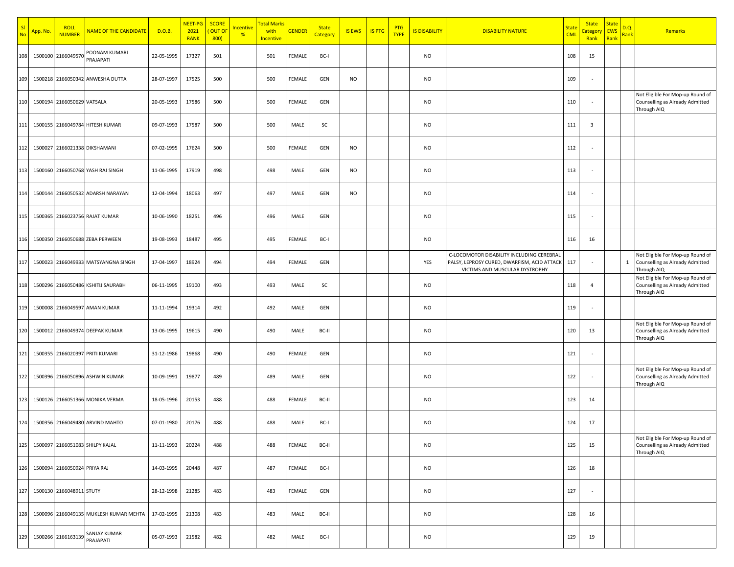| Sl No | App. No. | ROLL NUMBER | NAME OF THE CANDIDATE | D.O.B. | NEET-PG 2021 RANK | SCORE ( OUT OF 800) | Incentive % | Total Marks with Incentive | GENDER | State Category | IS EWS | IS PTG | PTG TYPE | IS DISABILITY | DISABILITY NATURE | State CML | State Category Rank | State EWS Rank | D.Q. Rank | Remarks |
|---|---|---|---|---|---|---|---|---|---|---|---|---|---|---|---|---|---|---|---|---|
| 108 | 1500100 | 2166049570 | POONAM KUMARI PRAJAPATI | 22-05-1995 | 17327 | 501 | | 501 | FEMALE | BC-I | | | | NO | | 108 | 15 | | | |
| 109 | 1500218 | 2166050342 | ANWESHA DUTTA | 28-07-1997 | 17525 | 500 | | 500 | FEMALE | GEN | NO | | | NO | | 109 | - | | | |
| 110 | 1500194 | 2166050629 | VATSALA | 20-05-1993 | 17586 | 500 | | 500 | FEMALE | GEN | | | | NO | | 110 | - | | | Not Eligible For Mop-up Round of Counselling as Already Admitted Through AIQ |
| 111 | 1500155 | 2166049784 | HITESH KUMAR | 09-07-1993 | 17587 | 500 | | 500 | MALE | SC | | | | NO | | 111 | 3 | | | |
| 112 | 1500027 | 2166021338 | DIKSHAMANI | 07-02-1995 | 17624 | 500 | | 500 | FEMALE | GEN | NO | | | NO | | 112 | - | | | |
| 113 | 1500160 | 2166050768 | YASH RAJ SINGH | 11-06-1995 | 17919 | 498 | | 498 | MALE | GEN | NO | | | NO | | 113 | - | | | |
| 114 | 1500144 | 2166050532 | ADARSH NARAYAN | 12-04-1994 | 18063 | 497 | | 497 | MALE | GEN | NO | | | NO | | 114 | - | | | |
| 115 | 1500365 | 2166023756 | RAJAT KUMAR | 10-06-1990 | 18251 | 496 | | 496 | MALE | GEN | | | | NO | | 115 | - | | | |
| 116 | 1500350 | 2166050688 | ZEBA PERWEEN | 19-08-1993 | 18487 | 495 | | 495 | FEMALE | BC-I | | | | NO | | 116 | 16 | | | |
| 117 | 1500023 | 2166049933 | MATSYANGNA SINGH | 17-04-1997 | 18924 | 494 | | 494 | FEMALE | GEN | | | | YES | C-LOCOMOTOR DISABILITY INCLUDING CEREBRAL PALSY, LEPROSY CURED, DWARFISM, ACID ATTACK VICTIMS AND MUSCULAR DYSTROPHY | 117 | - | | 1 | Not Eligible For Mop-up Round of Counselling as Already Admitted Through AIQ |
| 118 | 1500296 | 2166050486 | KSHITIJ SAURABH | 06-11-1995 | 19100 | 493 | | 493 | MALE | SC | | | | NO | | 118 | 4 | | | Not Eligible For Mop-up Round of Counselling as Already Admitted Through AIQ |
| 119 | 1500008 | 2166049597 | AMAN KUMAR | 11-11-1994 | 19314 | 492 | | 492 | MALE | GEN | | | | NO | | 119 | - | | | |
| 120 | 1500012 | 2166049374 | DEEPAK KUMAR | 13-06-1995 | 19615 | 490 | | 490 | MALE | BC-II | | | | NO | | 120 | 13 | | | Not Eligible For Mop-up Round of Counselling as Already Admitted Through AIQ |
| 121 | 1500355 | 2166020397 | PRITI KUMARI | 31-12-1986 | 19868 | 490 | | 490 | FEMALE | GEN | | | | NO | | 121 | - | | | |
| 122 | 1500396 | 2166050896 | ASHWIN KUMAR | 10-09-1991 | 19877 | 489 | | 489 | MALE | GEN | | | | NO | | 122 | - | | | Not Eligible For Mop-up Round of Counselling as Already Admitted Through AIQ |
| 123 | 1500126 | 2166051366 | MONIKA VERMA | 18-05-1996 | 20153 | 488 | | 488 | FEMALE | BC-II | | | | NO | | 123 | 14 | | | |
| 124 | 1500356 | 2166049480 | ARVIND MAHTO | 07-01-1980 | 20176 | 488 | | 488 | MALE | BC-I | | | | NO | | 124 | 17 | | | |
| 125 | 1500097 | 2166051083 | SHILPY KAJAL | 11-11-1993 | 20224 | 488 | | 488 | FEMALE | BC-II | | | | NO | | 125 | 15 | | | Not Eligible For Mop-up Round of Counselling as Already Admitted Through AIQ |
| 126 | 1500094 | 2166050924 | PRIYA RAJ | 14-03-1995 | 20448 | 487 | | 487 | FEMALE | BC-I | | | | NO | | 126 | 18 | | | |
| 127 | 1500130 | 2166048911 | STUTY | 28-12-1998 | 21285 | 483 | | 483 | FEMALE | GEN | | | | NO | | 127 | - | | | |
| 128 | 1500096 | 2166049135 | MUKLESH KUMAR MEHTA | 17-02-1995 | 21308 | 483 | | 483 | MALE | BC-II | | | | NO | | 128 | 16 | | | |
| 129 | 1500266 | 2166163139 | SANJAY KUMAR PRAJAPATI | 05-07-1993 | 21582 | 482 | | 482 | MALE | BC-I | | | | NO | | 129 | 19 | | | |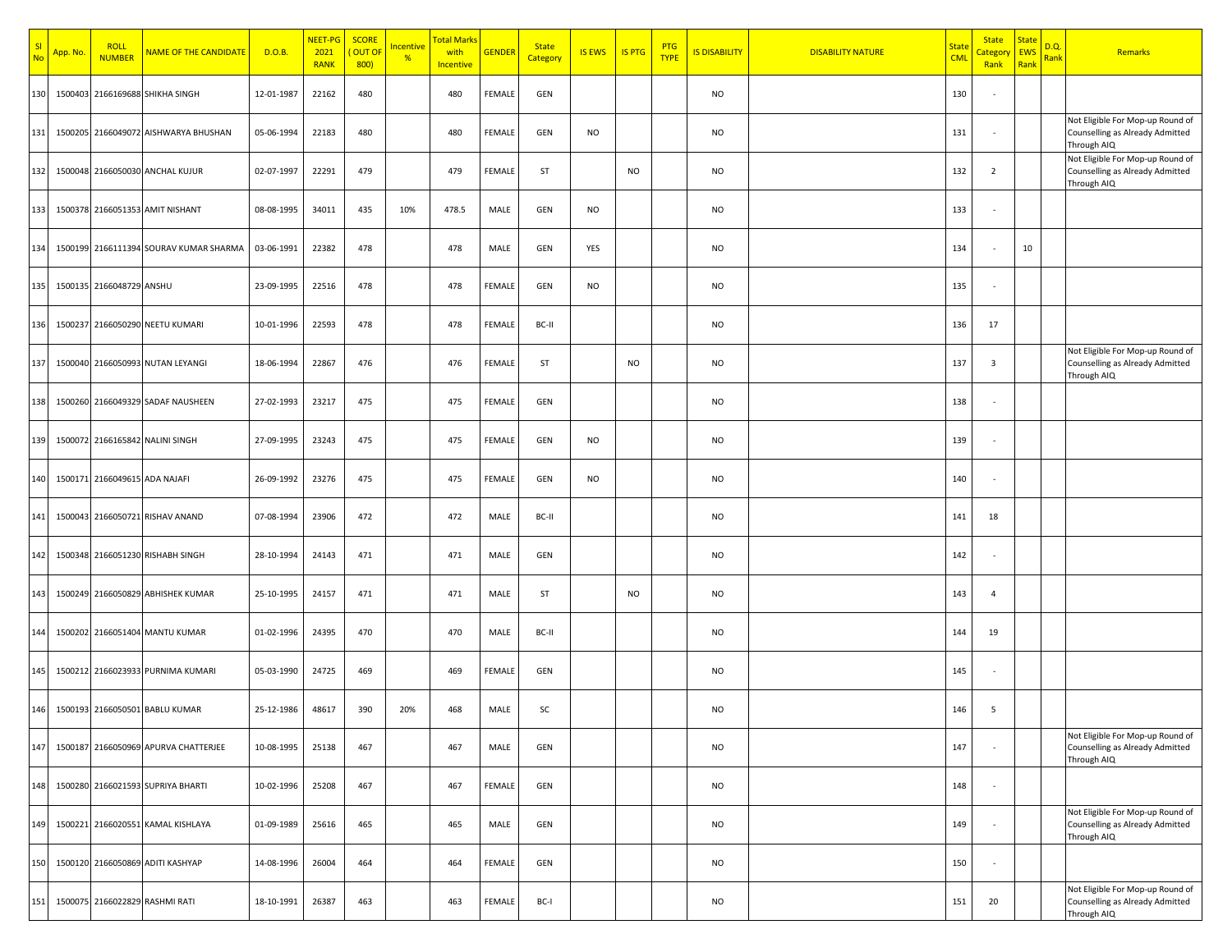| Sl No | App. No. | ROLL NUMBER | NAME OF THE CANDIDATE | D.O.B. | NEET-PG 2021 RANK | SCORE ( OUT OF 800) | Incentive % | Total Marks with Incentive | GENDER | State Category | IS EWS | IS PTG | PTG TYPE | IS DISABILITY | DISABILITY NATURE | State CML | State Category Rank | State EWS Rank | D.Q. Rank | Remarks |
|---|---|---|---|---|---|---|---|---|---|---|---|---|---|---|---|---|---|---|---|---|
| 130 | 1500403 | 2166169688 | SHIKHA SINGH | 12-01-1987 | 22162 | 480 | | 480 | FEMALE | GEN | | | | NO | | 130 | - | | | |
| 131 | 1500205 | 2166049072 | AISHWARYA BHUSHAN | 05-06-1994 | 22183 | 480 | | 480 | FEMALE | GEN | NO | | | NO | | 131 | - | | | Not Eligible For Mop-up Round of Counselling as Already Admitted Through AIQ |
| 132 | 1500048 | 2166050030 | ANCHAL KUJUR | 02-07-1997 | 22291 | 479 | | 479 | FEMALE | ST | | NO | | NO | | 132 | 2 | | | Not Eligible For Mop-up Round of Counselling as Already Admitted Through AIQ |
| 133 | 1500378 | 2166051353 | AMIT NISHANT | 08-08-1995 | 34011 | 435 | 10% | 478.5 | MALE | GEN | NO | | | NO | | 133 | - | | | |
| 134 | 1500199 | 2166111394 | SOURAV KUMAR SHARMA | 03-06-1991 | 22382 | 478 | | 478 | MALE | GEN | YES | | | NO | | 134 | - | 10 | | |
| 135 | 1500135 | 2166048729 | ANSHU | 23-09-1995 | 22516 | 478 | | 478 | FEMALE | GEN | NO | | | NO | | 135 | - | | | |
| 136 | 1500237 | 2166050290 | NEETU KUMARI | 10-01-1996 | 22593 | 478 | | 478 | FEMALE | BC-II | | | | NO | | 136 | 17 | | | |
| 137 | 1500040 | 2166050993 | NUTAN LEYANGI | 18-06-1994 | 22867 | 476 | | 476 | FEMALE | ST | | NO | | NO | | 137 | 3 | | | Not Eligible For Mop-up Round of Counselling as Already Admitted Through AIQ |
| 138 | 1500260 | 2166049329 | SADAF NAUSHEEN | 27-02-1993 | 23217 | 475 | | 475 | FEMALE | GEN | | | | NO | | 138 | - | | | |
| 139 | 1500072 | 2166165842 | NALINI SINGH | 27-09-1995 | 23243 | 475 | | 475 | FEMALE | GEN | NO | | | NO | | 139 | - | | | |
| 140 | 1500171 | 2166049615 | ADA NAJAFI | 26-09-1992 | 23276 | 475 | | 475 | FEMALE | GEN | NO | | | NO | | 140 | - | | | |
| 141 | 1500043 | 2166050721 | RISHAV ANAND | 07-08-1994 | 23906 | 472 | | 472 | MALE | BC-II | | | | NO | | 141 | 18 | | | |
| 142 | 1500348 | 2166051230 | RISHABH SINGH | 28-10-1994 | 24143 | 471 | | 471 | MALE | GEN | | | | NO | | 142 | - | | | |
| 143 | 1500249 | 2166050829 | ABHISHEK KUMAR | 25-10-1995 | 24157 | 471 | | 471 | MALE | ST | | NO | | NO | | 143 | 4 | | | |
| 144 | 1500202 | 2166051404 | MANTU KUMAR | 01-02-1996 | 24395 | 470 | | 470 | MALE | BC-II | | | | NO | | 144 | 19 | | | |
| 145 | 1500212 | 2166023933 | PURNIMA KUMARI | 05-03-1990 | 24725 | 469 | | 469 | FEMALE | GEN | | | | NO | | 145 | - | | | |
| 146 | 1500193 | 2166050501 | BABLU KUMAR | 25-12-1986 | 48617 | 390 | 20% | 468 | MALE | SC | | | | NO | | 146 | 5 | | | |
| 147 | 1500187 | 2166050969 | APURVA CHATTERJEE | 10-08-1995 | 25138 | 467 | | 467 | MALE | GEN | | | | NO | | 147 | - | | | Not Eligible For Mop-up Round of Counselling as Already Admitted Through AIQ |
| 148 | 1500280 | 2166021593 | SUPRIYA BHARTI | 10-02-1996 | 25208 | 467 | | 467 | FEMALE | GEN | | | | NO | | 148 | - | | | |
| 149 | 1500221 | 2166020551 | KAMAL KISHLAYA | 01-09-1989 | 25616 | 465 | | 465 | MALE | GEN | | | | NO | | 149 | - | | | Not Eligible For Mop-up Round of Counselling as Already Admitted Through AIQ |
| 150 | 1500120 | 2166050869 | ADITI KASHYAP | 14-08-1996 | 26004 | 464 | | 464 | FEMALE | GEN | | | | NO | | 150 | - | | | |
| 151 | 1500075 | 2166022829 | RASHMI RATI | 18-10-1991 | 26387 | 463 | | 463 | FEMALE | BC-I | | | | NO | | 151 | 20 | | | Not Eligible For Mop-up Round of Counselling as Already Admitted Through AIQ |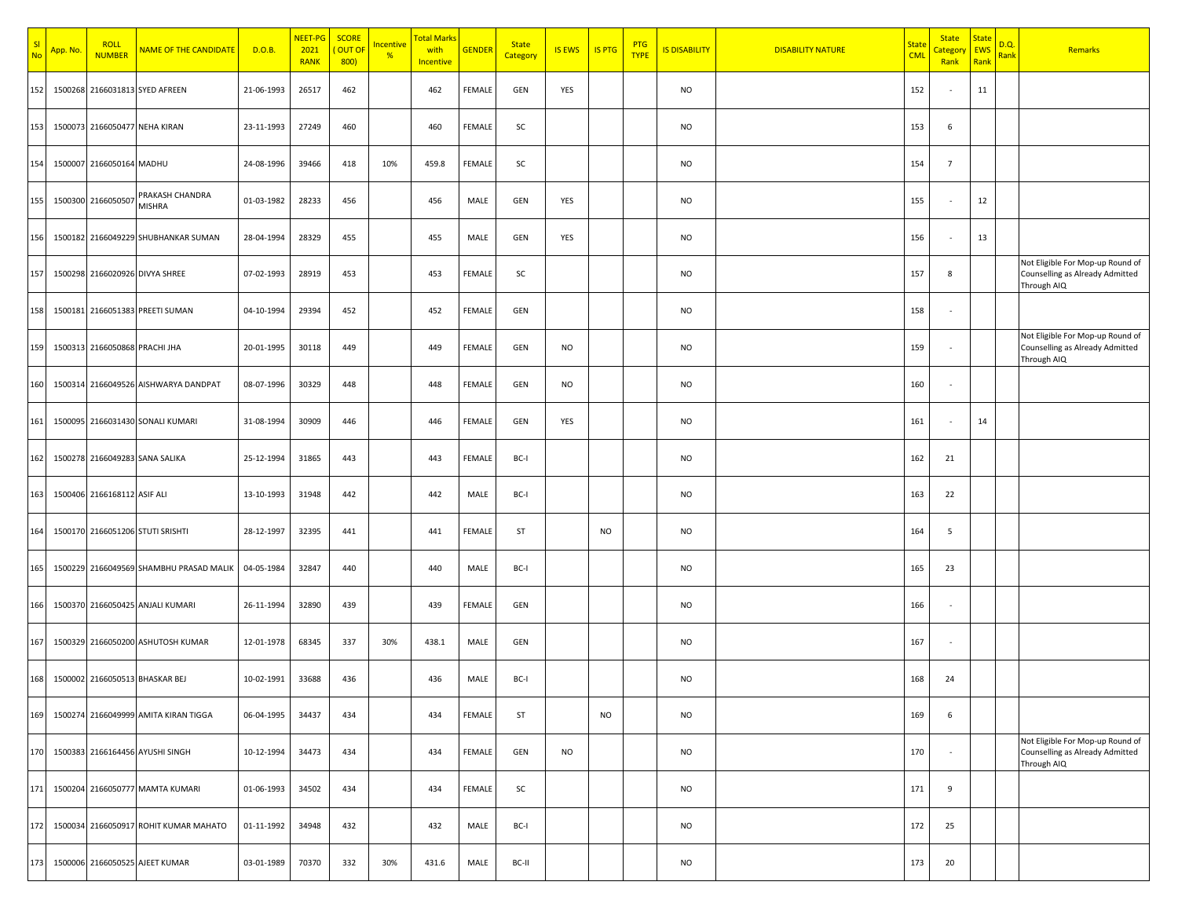| Sl No | App. No. | ROLL NUMBER | NAME OF THE CANDIDATE | D.O.B. | NEET-PG 2021 RANK | SCORE ( OUT OF 800) | Incentive % | Total Marks with Incentive | GENDER | State Category | IS EWS | IS PTG | PTG TYPE | IS DISABILITY | DISABILITY NATURE | State CML | State Category Rank | State EWS Rank | D.Q. Rank | Remarks |
|---|---|---|---|---|---|---|---|---|---|---|---|---|---|---|---|---|---|---|---|---|
| 152 | 1500268 | 2166031813 | SYED AFREEN | 21-06-1993 | 26517 | 462 | | 462 | FEMALE | GEN | YES | | | NO | | 152 | - | 11 | | |
| 153 | 1500073 | 2166050477 | NEHA KIRAN | 23-11-1993 | 27249 | 460 | | 460 | FEMALE | SC | | | | NO | | 153 | 6 | | | |
| 154 | 1500007 | 2166050164 | MADHU | 24-08-1996 | 39466 | 418 | 10% | 459.8 | FEMALE | SC | | | | NO | | 154 | 7 | | | |
| 155 | 1500300 | 2166050507 | PRAKASH CHANDRA MISHRA | 01-03-1982 | 28233 | 456 | | 456 | MALE | GEN | YES | | | NO | | 155 | - | 12 | | |
| 156 | 1500182 | 2166049229 | SHUBHANKAR SUMAN | 28-04-1994 | 28329 | 455 | | 455 | MALE | GEN | YES | | | NO | | 156 | - | 13 | | |
| 157 | 1500298 | 2166020926 | DIVYA SHREE | 07-02-1993 | 28919 | 453 | | 453 | FEMALE | SC | | | | NO | | 157 | 8 | | | Not Eligible For Mop-up Round of Counselling as Already Admitted Through AIQ |
| 158 | 1500181 | 2166051383 | PREETI SUMAN | 04-10-1994 | 29394 | 452 | | 452 | FEMALE | GEN | | | | NO | | 158 | - | | | |
| 159 | 1500313 | 2166050868 | PRACHI JHA | 20-01-1995 | 30118 | 449 | | 449 | FEMALE | GEN | NO | | | NO | | 159 | - | | | Not Eligible For Mop-up Round of Counselling as Already Admitted Through AIQ |
| 160 | 1500314 | 2166049526 | AISHWARYA DANDPAT | 08-07-1996 | 30329 | 448 | | 448 | FEMALE | GEN | NO | | | NO | | 160 | - | | | |
| 161 | 1500095 | 2166031430 | SONALI KUMARI | 31-08-1994 | 30909 | 446 | | 446 | FEMALE | GEN | YES | | | NO | | 161 | - | 14 | | |
| 162 | 1500278 | 2166049283 | SANA SALIKA | 25-12-1994 | 31865 | 443 | | 443 | FEMALE | BC-I | | | | NO | | 162 | 21 | | | |
| 163 | 1500406 | 2166168112 | ASIF ALI | 13-10-1993 | 31948 | 442 | | 442 | MALE | BC-I | | | | NO | | 163 | 22 | | | |
| 164 | 1500170 | 2166051206 | STUTI SRISHTI | 28-12-1997 | 32395 | 441 | | 441 | FEMALE | ST | | NO | | NO | | 164 | 5 | | | |
| 165 | 1500229 | 2166049569 | SHAMBHU PRASAD MALIK | 04-05-1984 | 32847 | 440 | | 440 | MALE | BC-I | | | | NO | | 165 | 23 | | | |
| 166 | 1500370 | 2166050425 | ANJALI KUMARI | 26-11-1994 | 32890 | 439 | | 439 | FEMALE | GEN | | | | NO | | 166 | - | | | |
| 167 | 1500329 | 2166050200 | ASHUTOSH KUMAR | 12-01-1978 | 68345 | 337 | 30% | 438.1 | MALE | GEN | | | | NO | | 167 | - | | | |
| 168 | 1500002 | 2166050513 | BHASKAR BEJ | 10-02-1991 | 33688 | 436 | | 436 | MALE | BC-I | | | | NO | | 168 | 24 | | | |
| 169 | 1500274 | 2166049999 | AMITA KIRAN TIGGA | 06-04-1995 | 34437 | 434 | | 434 | FEMALE | ST | | NO | | NO | | 169 | 6 | | | |
| 170 | 1500383 | 2166164456 | AYUSHI SINGH | 10-12-1994 | 34473 | 434 | | 434 | FEMALE | GEN | NO | | | NO | | 170 | - | | | Not Eligible For Mop-up Round of Counselling as Already Admitted Through AIQ |
| 171 | 1500204 | 2166050777 | MAMTA KUMARI | 01-06-1993 | 34502 | 434 | | 434 | FEMALE | SC | | | | NO | | 171 | 9 | | | |
| 172 | 1500034 | 2166050917 | ROHIT KUMAR MAHATO | 01-11-1992 | 34948 | 432 | | 432 | MALE | BC-I | | | | NO | | 172 | 25 | | | |
| 173 | 1500006 | 2166050525 | AJEET KUMAR | 03-01-1989 | 70370 | 332 | 30% | 431.6 | MALE | BC-II | | | | NO | | 173 | 20 | | | |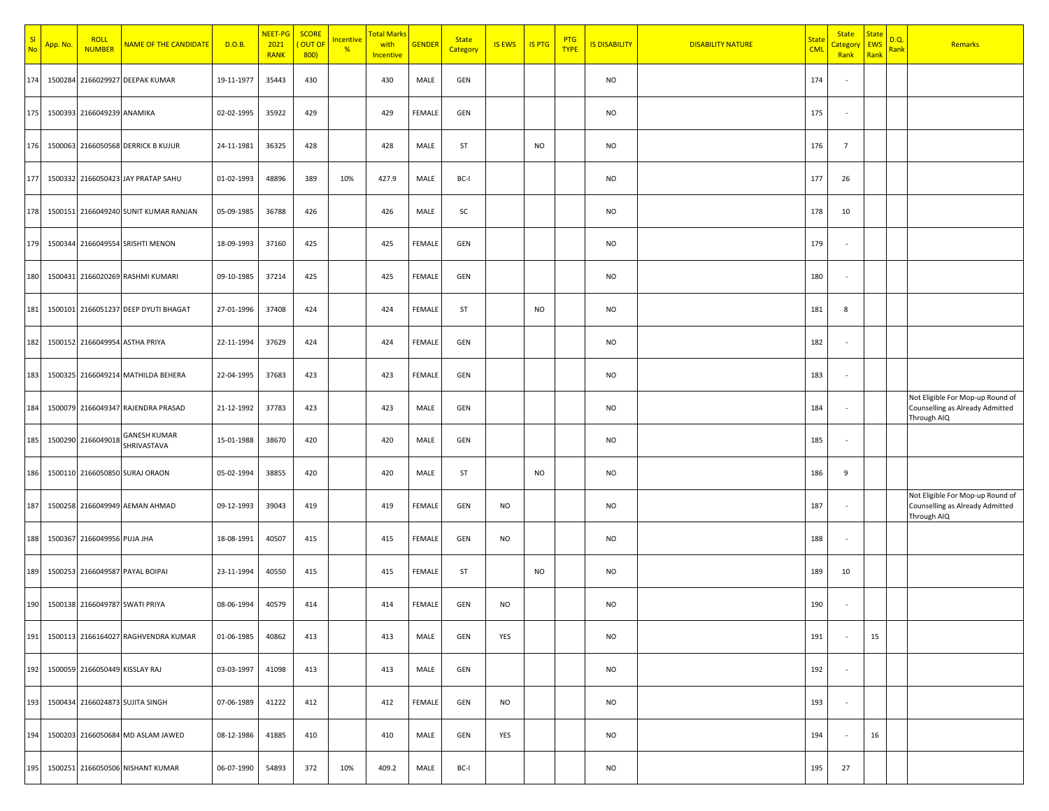| Sl No | App. No. | ROLL NUMBER | NAME OF THE CANDIDATE | D.O.B. | NEET-PG 2021 RANK | SCORE ( OUT OF 800) | Incentive % | Total Marks with Incentive | GENDER | State Category | IS EWS | IS PTG | PTG TYPE | IS DISABILITY | DISABILITY NATURE | State CML | State Category Rank | State EWS Rank | D.Q. Rank | Remarks |
|---|---|---|---|---|---|---|---|---|---|---|---|---|---|---|---|---|---|---|---|---|
| 174 | 1500284 | 2166029927 | DEEPAK KUMAR | 19-11-1977 | 35443 | 430 | | 430 | MALE | GEN | | | | NO | | 174 | - | | | |
| 175 | 1500393 | 2166049239 | ANAMIKA | 02-02-1995 | 35922 | 429 | | 429 | FEMALE | GEN | | | | NO | | 175 | - | | | |
| 176 | 1500063 | 2166050568 | DERRICK B KUJUR | 24-11-1981 | 36325 | 428 | | 428 | MALE | ST | | NO | | NO | | 176 | 7 | | | |
| 177 | 1500332 | 2166050423 | JAY PRATAP SAHU | 01-02-1993 | 48896 | 389 | 10% | 427.9 | MALE | BC-I | | | | NO | | 177 | 26 | | | |
| 178 | 1500151 | 2166049240 | SUNIT KUMAR RANJAN | 05-09-1985 | 36788 | 426 | | 426 | MALE | SC | | | | NO | | 178 | 10 | | | |
| 179 | 1500344 | 2166049554 | SRISHTI MENON | 18-09-1993 | 37160 | 425 | | 425 | FEMALE | GEN | | | | NO | | 179 | - | | | |
| 180 | 1500431 | 2166020269 | RASHMI KUMARI | 09-10-1985 | 37214 | 425 | | 425 | FEMALE | GEN | | | | NO | | 180 | - | | | |
| 181 | 1500101 | 2166051237 | DEEP DYUTI BHAGAT | 27-01-1996 | 37408 | 424 | | 424 | FEMALE | ST | | NO | | NO | | 181 | 8 | | | |
| 182 | 1500152 | 2166049954 | ASTHA PRIYA | 22-11-1994 | 37629 | 424 | | 424 | FEMALE | GEN | | | | NO | | 182 | - | | | |
| 183 | 1500325 | 2166049214 | MATHILDA BEHERA | 22-04-1995 | 37683 | 423 | | 423 | FEMALE | GEN | | | | NO | | 183 | - | | | |
| 184 | 1500079 | 2166049347 | RAJENDRA PRASAD | 21-12-1992 | 37783 | 423 | | 423 | MALE | GEN | | | | NO | | 184 | - | | | Not Eligible For Mop-up Round of Counselling as Already Admitted Through AIQ |
| 185 | 1500290 | 2166049018 | GANESH KUMAR SHRIVASTAVA | 15-01-1988 | 38670 | 420 | | 420 | MALE | GEN | | | | NO | | 185 | - | | | |
| 186 | 1500110 | 2166050850 | SURAJ ORAON | 05-02-1994 | 38855 | 420 | | 420 | MALE | ST | | NO | | NO | | 186 | 9 | | | |
| 187 | 1500258 | 2166049949 | AEMAN AHMAD | 09-12-1993 | 39043 | 419 | | 419 | FEMALE | GEN | NO | | | NO | | 187 | - | | | Not Eligible For Mop-up Round of Counselling as Already Admitted Through AIQ |
| 188 | 1500367 | 2166049956 | PUJA JHA | 18-08-1991 | 40507 | 415 | | 415 | FEMALE | GEN | NO | | | NO | | 188 | - | | | |
| 189 | 1500253 | 2166049587 | PAYAL BOIPAI | 23-11-1994 | 40550 | 415 | | 415 | FEMALE | ST | | NO | | NO | | 189 | 10 | | | |
| 190 | 1500138 | 2166049787 | SWATI PRIYA | 08-06-1994 | 40579 | 414 | | 414 | FEMALE | GEN | NO | | | NO | | 190 | - | | | |
| 191 | 1500113 | 2166164027 | RAGHVENDRA KUMAR | 01-06-1985 | 40862 | 413 | | 413 | MALE | GEN | YES | | | NO | | 191 | - | 15 | | |
| 192 | 1500059 | 2166050449 | KISSLAY RAJ | 03-03-1997 | 41098 | 413 | | 413 | MALE | GEN | | | | NO | | 192 | - | | | |
| 193 | 1500434 | 2166024873 | SUJITA SINGH | 07-06-1989 | 41222 | 412 | | 412 | FEMALE | GEN | NO | | | NO | | 193 | - | | | |
| 194 | 1500203 | 2166050684 | MD ASLAM JAWED | 08-12-1986 | 41885 | 410 | | 410 | MALE | GEN | YES | | | NO | | 194 | - | 16 | | |
| 195 | 1500251 | 2166050506 | NISHANT KUMAR | 06-07-1990 | 54893 | 372 | 10% | 409.2 | MALE | BC-I | | | | NO | | 195 | 27 | | | |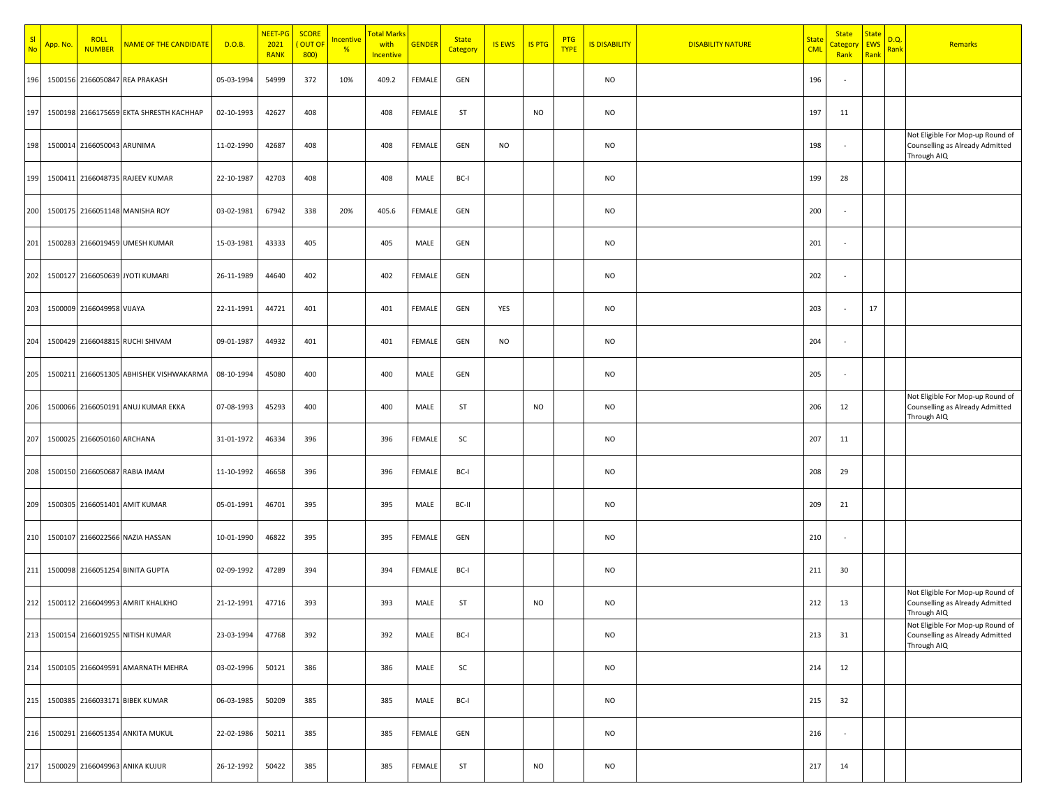| Sl No | App. No. | ROLL NUMBER | NAME OF THE CANDIDATE | D.O.B. | NEET-PG 2021 RANK | SCORE ( OUT OF 800) | Incentive % | Total Marks with Incentive | GENDER | State Category | IS EWS | IS PTG | PTG TYPE | IS DISABILITY | DISABILITY NATURE | State CML | State Category Rank | State EWS Rank | D.Q. Rank | Remarks |
|---|---|---|---|---|---|---|---|---|---|---|---|---|---|---|---|---|---|---|---|---|
| 196 | 1500156 | 2166050847 | REA PRAKASH | 05-03-1994 | 54999 | 372 | 10% | 409.2 | FEMALE | GEN | | | | NO | | 196 | - | | | |
| 197 | 1500198 | 2166175659 | EKTA SHRESTH KACHHAP | 02-10-1993 | 42627 | 408 | | 408 | FEMALE | ST | | NO | | NO | | 197 | 11 | | | |
| 198 | 1500014 | 2166050043 | ARUNIMA | 11-02-1990 | 42687 | 408 | | 408 | FEMALE | GEN | NO | | | NO | | 198 | - | | | Not Eligible For Mop-up Round of Counselling as Already Admitted Through AIQ |
| 199 | 1500411 | 2166048735 | RAJEEV KUMAR | 22-10-1987 | 42703 | 408 | | 408 | MALE | BC-I | | | | NO | | 199 | 28 | | | |
| 200 | 1500175 | 2166051148 | MANISHA ROY | 03-02-1981 | 67942 | 338 | 20% | 405.6 | FEMALE | GEN | | | | NO | | 200 | - | | | |
| 201 | 1500283 | 2166019459 | UMESH KUMAR | 15-03-1981 | 43333 | 405 | | 405 | MALE | GEN | | | | NO | | 201 | - | | | |
| 202 | 1500127 | 2166050639 | JYOTI KUMARI | 26-11-1989 | 44640 | 402 | | 402 | FEMALE | GEN | | | | NO | | 202 | - | | | |
| 203 | 1500009 | 2166049958 | VIJAYA | 22-11-1991 | 44721 | 401 | | 401 | FEMALE | GEN | YES | | | NO | | 203 | - | 17 | | |
| 204 | 1500429 | 2166048815 | RUCHI SHIVAM | 09-01-1987 | 44932 | 401 | | 401 | FEMALE | GEN | NO | | | NO | | 204 | - | | | |
| 205 | 1500211 | 2166051305 | ABHISHEK VISHWAKARMA | 08-10-1994 | 45080 | 400 | | 400 | MALE | GEN | | | | NO | | 205 | - | | | |
| 206 | 1500066 | 2166050191 | ANUJ KUMAR EKKA | 07-08-1993 | 45293 | 400 | | 400 | MALE | ST | | NO | | NO | | 206 | 12 | | | Not Eligible For Mop-up Round of Counselling as Already Admitted Through AIQ |
| 207 | 1500025 | 2166050160 | ARCHANA | 31-01-1972 | 46334 | 396 | | 396 | FEMALE | SC | | | | NO | | 207 | 11 | | | |
| 208 | 1500150 | 2166050687 | RABIA IMAM | 11-10-1992 | 46658 | 396 | | 396 | FEMALE | BC-I | | | | NO | | 208 | 29 | | | |
| 209 | 1500305 | 2166051401 | AMIT KUMAR | 05-01-1991 | 46701 | 395 | | 395 | MALE | BC-II | | | | NO | | 209 | 21 | | | |
| 210 | 1500107 | 2166022566 | NAZIA HASSAN | 10-01-1990 | 46822 | 395 | | 395 | FEMALE | GEN | | | | NO | | 210 | - | | | |
| 211 | 1500098 | 2166051254 | BINITA GUPTA | 02-09-1992 | 47289 | 394 | | 394 | FEMALE | BC-I | | | | NO | | 211 | 30 | | | |
| 212 | 1500112 | 2166049953 | AMRIT KHALKHO | 21-12-1991 | 47716 | 393 | | 393 | MALE | ST | | NO | | NO | | 212 | 13 | | | Not Eligible For Mop-up Round of Counselling as Already Admitted Through AIQ |
| 213 | 1500154 | 2166019255 | NITISH KUMAR | 23-03-1994 | 47768 | 392 | | 392 | MALE | BC-I | | | | NO | | 213 | 31 | | | Not Eligible For Mop-up Round of Counselling as Already Admitted Through AIQ |
| 214 | 1500105 | 2166049591 | AMARNATH MEHRA | 03-02-1996 | 50121 | 386 | | 386 | MALE | SC | | | | NO | | 214 | 12 | | | |
| 215 | 1500385 | 2166033171 | BIBEK KUMAR | 06-03-1985 | 50209 | 385 | | 385 | MALE | BC-I | | | | NO | | 215 | 32 | | | |
| 216 | 1500291 | 2166051354 | ANKITA MUKUL | 22-02-1986 | 50211 | 385 | | 385 | FEMALE | GEN | | | | NO | | 216 | - | | | |
| 217 | 1500029 | 2166049963 | ANIKA KUJUR | 26-12-1992 | 50422 | 385 | | 385 | FEMALE | ST | | NO | | NO | | 217 | 14 | | | |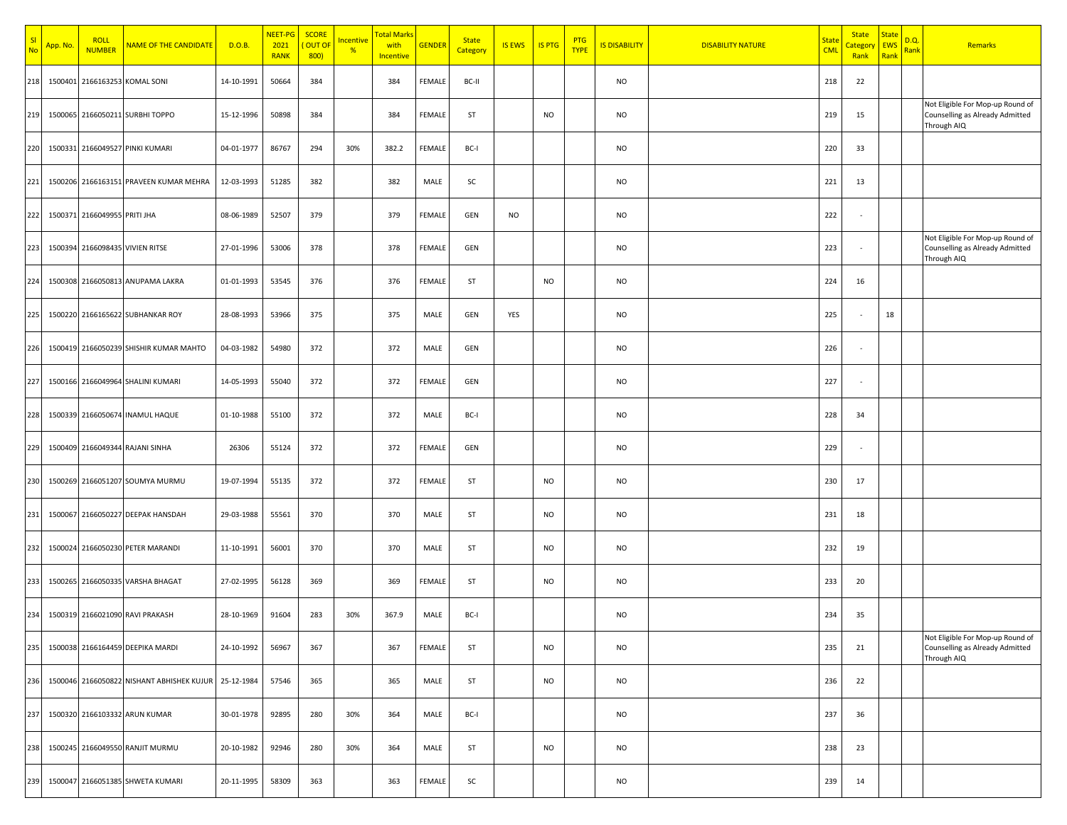| Sl No | App. No. | ROLL NUMBER | NAME OF THE CANDIDATE | D.O.B. | NEET-PG 2021 RANK | SCORE ( OUT OF 800) | Incentive % | Total Marks with Incentive | GENDER | State Category | IS EWS | IS PTG | PTG TYPE | IS DISABILITY | DISABILITY NATURE | State CML | State Category Rank | State EWS Rank | D.Q. Rank | Remarks |
|---|---|---|---|---|---|---|---|---|---|---|---|---|---|---|---|---|---|---|---|---|
| 218 | 1500401 | 2166163253 | KOMAL SONI | 14-10-1991 | 50664 | 384 | | 384 | FEMALE | BC-II | | | | NO | | 218 | 22 | | | |
| 219 | 1500065 | 2166050211 | SURBHI TOPPO | 15-12-1996 | 50898 | 384 | | 384 | FEMALE | ST | | NO | | NO | | 219 | 15 | | | Not Eligible For Mop-up Round of Counselling as Already Admitted Through AIQ |
| 220 | 1500331 | 2166049527 | PINKI KUMARI | 04-01-1977 | 86767 | 294 | 30% | 382.2 | FEMALE | BC-I | | | | NO | | 220 | 33 | | | |
| 221 | 1500206 | 2166163151 | PRAVEEN KUMAR MEHRA | 12-03-1993 | 51285 | 382 | | 382 | MALE | SC | | | | NO | | 221 | 13 | | | |
| 222 | 1500371 | 2166049955 | PRITI JHA | 08-06-1989 | 52507 | 379 | | 379 | FEMALE | GEN | NO | | | NO | | 222 | - | | | |
| 223 | 1500394 | 2166098435 | VIVIEN RITSE | 27-01-1996 | 53006 | 378 | | 378 | FEMALE | GEN | | | | NO | | 223 | - | | | Not Eligible For Mop-up Round of Counselling as Already Admitted Through AIQ |
| 224 | 1500308 | 2166050813 | ANUPAMA LAKRA | 01-01-1993 | 53545 | 376 | | 376 | FEMALE | ST | | NO | | NO | | 224 | 16 | | | |
| 225 | 1500220 | 2166165622 | SUBHANKAR ROY | 28-08-1993 | 53966 | 375 | | 375 | MALE | GEN | YES | | | NO | | 225 | - | 18 | | |
| 226 | 1500419 | 2166050239 | SHISHIR KUMAR MAHTO | 04-03-1982 | 54980 | 372 | | 372 | MALE | GEN | | | | NO | | 226 | - | | | |
| 227 | 1500166 | 2166049964 | SHALINI KUMARI | 14-05-1993 | 55040 | 372 | | 372 | FEMALE | GEN | | | | NO | | 227 | - | | | |
| 228 | 1500339 | 2166050674 | INAMUL HAQUE | 01-10-1988 | 55100 | 372 | | 372 | MALE | BC-I | | | | NO | | 228 | 34 | | | |
| 229 | 1500409 | 2166049344 | RAJANI SINHA | 26306 | 55124 | 372 | | 372 | FEMALE | GEN | | | | NO | | 229 | - | | | |
| 230 | 1500269 | 2166051207 | SOUMYA MURMU | 19-07-1994 | 55135 | 372 | | 372 | FEMALE | ST | | NO | | NO | | 230 | 17 | | | |
| 231 | 1500067 | 2166050227 | DEEPAK HANSDAH | 29-03-1988 | 55561 | 370 | | 370 | MALE | ST | | NO | | NO | | 231 | 18 | | | |
| 232 | 1500024 | 2166050230 | PETER MARANDI | 11-10-1991 | 56001 | 370 | | 370 | MALE | ST | | NO | | NO | | 232 | 19 | | | |
| 233 | 1500265 | 2166050335 | VARSHA BHAGAT | 27-02-1995 | 56128 | 369 | | 369 | FEMALE | ST | | NO | | NO | | 233 | 20 | | | |
| 234 | 1500319 | 2166021090 | RAVI PRAKASH | 28-10-1969 | 91604 | 283 | 30% | 367.9 | MALE | BC-I | | | | NO | | 234 | 35 | | | |
| 235 | 1500038 | 2166164459 | DEEPIKA MARDI | 24-10-1992 | 56967 | 367 | | 367 | FEMALE | ST | | NO | | NO | | 235 | 21 | | | Not Eligible For Mop-up Round of Counselling as Already Admitted Through AIQ |
| 236 | 1500046 | 2166050822 | NISHANT ABHISHEK KUJUR | 25-12-1984 | 57546 | 365 | | 365 | MALE | ST | | NO | | NO | | 236 | 22 | | | |
| 237 | 1500320 | 2166103332 | ARUN KUMAR | 30-01-1978 | 92895 | 280 | 30% | 364 | MALE | BC-I | | | | NO | | 237 | 36 | | | |
| 238 | 1500245 | 2166049550 | RANJIT MURMU | 20-10-1982 | 92946 | 280 | 30% | 364 | MALE | ST | | NO | | NO | | 238 | 23 | | | |
| 239 | 1500047 | 2166051385 | SHWETA KUMARI | 20-11-1995 | 58309 | 363 | | 363 | FEMALE | SC | | | | NO | | 239 | 14 | | | |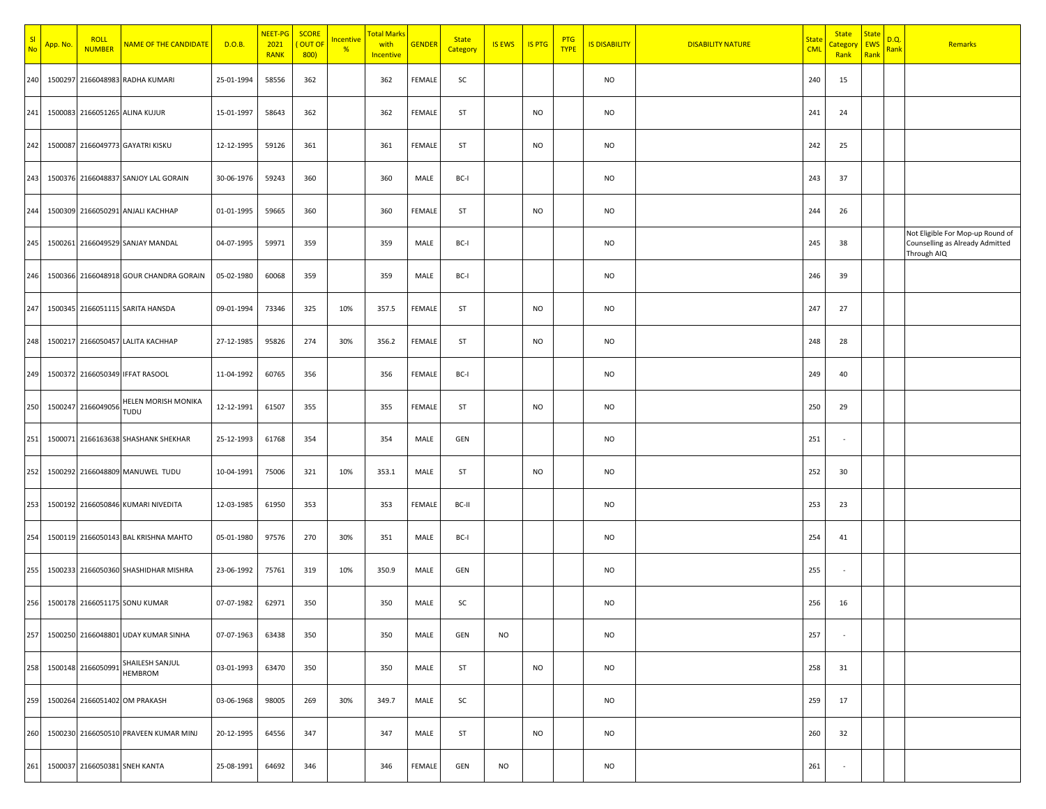| Sl No | App. No. | ROLL NUMBER | NAME OF THE CANDIDATE | D.O.B. | NEET-PG 2021 RANK | SCORE ( OUT OF 800) | Incentive % | Total Marks with Incentive | GENDER | State Category | IS EWS | IS PTG | PTG TYPE | IS DISABILITY | DISABILITY NATURE | State CML | State Category Rank | State EWS Rank | D.Q. Rank | Remarks |
|---|---|---|---|---|---|---|---|---|---|---|---|---|---|---|---|---|---|---|---|---|
| 240 | 1500297 | 2166048983 | RADHA KUMARI | 25-01-1994 | 58556 | 362 | | 362 | FEMALE | SC | | | | NO | | 240 | 15 | | | |
| 241 | 1500083 | 2166051265 | ALINA KUJUR | 15-01-1997 | 58643 | 362 | | 362 | FEMALE | ST | | NO | | NO | | 241 | 24 | | | |
| 242 | 1500087 | 2166049773 | GAYATRI KISKU | 12-12-1995 | 59126 | 361 | | 361 | FEMALE | ST | | NO | | NO | | 242 | 25 | | | |
| 243 | 1500376 | 2166048837 | SANJOY LAL GORAIN | 30-06-1976 | 59243 | 360 | | 360 | MALE | BC-I | | | | NO | | 243 | 37 | | | |
| 244 | 1500309 | 2166050291 | ANJALI KACHHAP | 01-01-1995 | 59665 | 360 | | 360 | FEMALE | ST | | NO | | NO | | 244 | 26 | | | |
| 245 | 1500261 | 2166049529 | SANJAY MANDAL | 04-07-1995 | 59971 | 359 | | 359 | MALE | BC-I | | | | NO | | 245 | 38 | | | Not Eligible For Mop-up Round of Counselling as Already Admitted Through AIQ |
| 246 | 1500366 | 2166048918 | GOUR CHANDRA GORAIN | 05-02-1980 | 60068 | 359 | | 359 | MALE | BC-I | | | | NO | | 246 | 39 | | | |
| 247 | 1500345 | 2166051115 | SARITA HANSDA | 09-01-1994 | 73346 | 325 | 10% | 357.5 | FEMALE | ST | | NO | | NO | | 247 | 27 | | | |
| 248 | 1500217 | 2166050457 | LALITA KACHHAP | 27-12-1985 | 95826 | 274 | 30% | 356.2 | FEMALE | ST | | NO | | NO | | 248 | 28 | | | |
| 249 | 1500372 | 2166050349 | IFFAT RASOOL | 11-04-1992 | 60765 | 356 | | 356 | FEMALE | BC-I | | | | NO | | 249 | 40 | | | |
| 250 | 1500247 | 2166049056 | HELEN MORISH MONIKA TUDU | 12-12-1991 | 61507 | 355 | | 355 | FEMALE | ST | | NO | | NO | | 250 | 29 | | | |
| 251 | 1500071 | 2166163638 | SHASHANK SHEKHAR | 25-12-1993 | 61768 | 354 | | 354 | MALE | GEN | | | | NO | | 251 | - | | | |
| 252 | 1500292 | 2166048809 | MANUWEL TUDU | 10-04-1991 | 75006 | 321 | 10% | 353.1 | MALE | ST | | NO | | NO | | 252 | 30 | | | |
| 253 | 1500192 | 2166050846 | KUMARI NIVEDITA | 12-03-1985 | 61950 | 353 | | 353 | FEMALE | BC-II | | | | NO | | 253 | 23 | | | |
| 254 | 1500119 | 2166050143 | BAL KRISHNA MAHTO | 05-01-1980 | 97576 | 270 | 30% | 351 | MALE | BC-I | | | | NO | | 254 | 41 | | | |
| 255 | 1500233 | 2166050360 | SHASHIDHAR MISHRA | 23-06-1992 | 75761 | 319 | 10% | 350.9 | MALE | GEN | | | | NO | | 255 | - | | | |
| 256 | 1500178 | 2166051175 | SONU KUMAR | 07-07-1982 | 62971 | 350 | | 350 | MALE | SC | | | | NO | | 256 | 16 | | | |
| 257 | 1500250 | 2166048801 | UDAY KUMAR SINHA | 07-07-1963 | 63438 | 350 | | 350 | MALE | GEN | NO | | | NO | | 257 | - | | | |
| 258 | 1500148 | 2166050991 | SHAILESH SANJUL HEMBROM | 03-01-1993 | 63470 | 350 | | 350 | MALE | ST | | NO | | NO | | 258 | 31 | | | |
| 259 | 1500264 | 2166051402 | OM PRAKASH | 03-06-1968 | 98005 | 269 | 30% | 349.7 | MALE | SC | | | | NO | | 259 | 17 | | | |
| 260 | 1500230 | 2166050510 | PRAVEEN KUMAR MINJ | 20-12-1995 | 64556 | 347 | | 347 | MALE | ST | | NO | | NO | | 260 | 32 | | | |
| 261 | 1500037 | 2166050381 | SNEH KANTA | 25-08-1991 | 64692 | 346 | | 346 | FEMALE | GEN | NO | | | NO | | 261 | - | | | |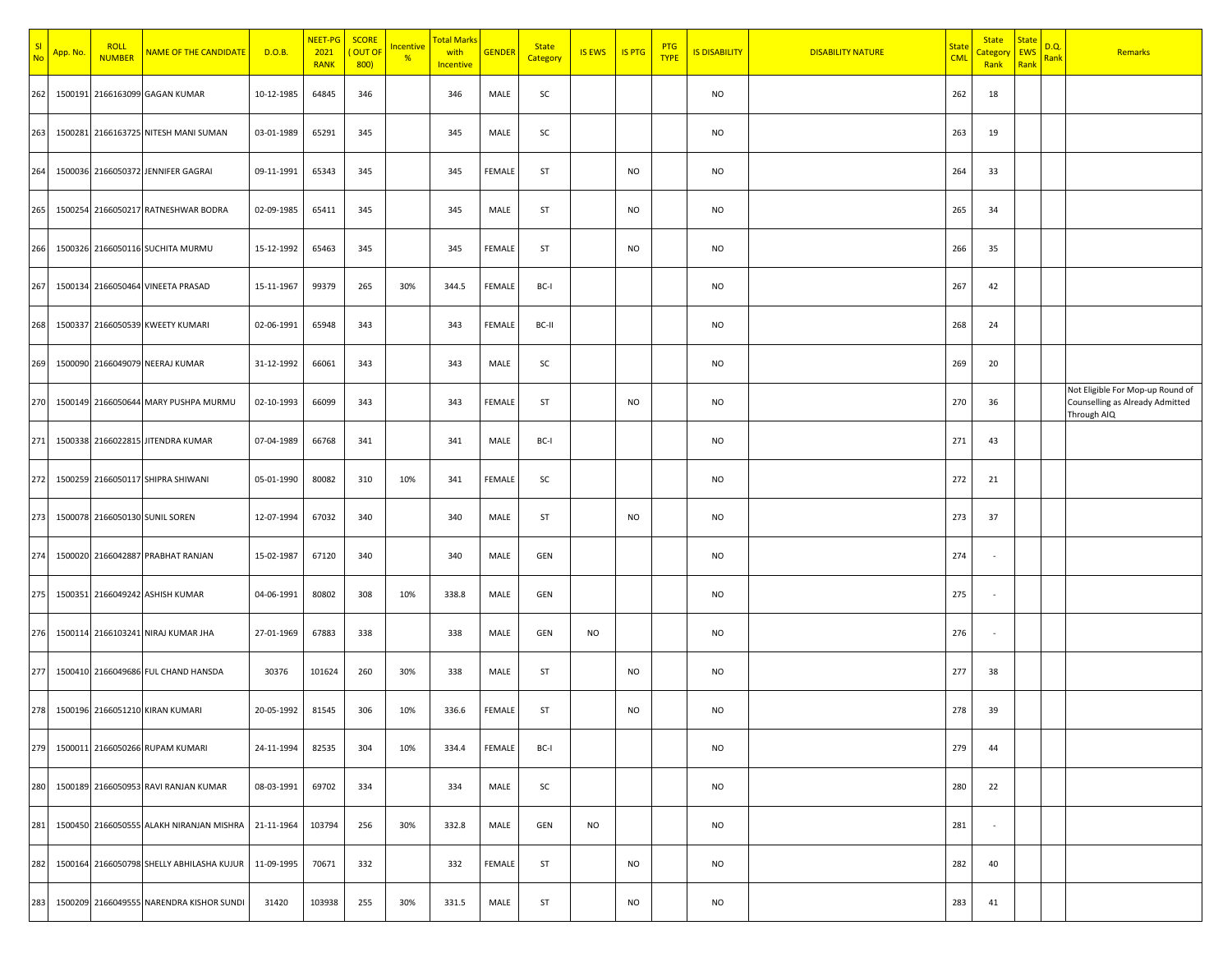| Sl No | App. No. | ROLL NUMBER | NAME OF THE CANDIDATE | D.O.B. | NEET-PG 2021 RANK | SCORE ( OUT OF 800) | Incentive % | Total Marks with Incentive | GENDER | State Category | IS EWS | IS PTG | PTG TYPE | IS DISABILITY | DISABILITY NATURE | State CML | State Category Rank | State EWS Rank | D.Q. Rank | Remarks |
|---|---|---|---|---|---|---|---|---|---|---|---|---|---|---|---|---|---|---|---|---|
| 262 | 1500191 | 2166163099 | GAGAN KUMAR | 10-12-1985 | 64845 | 346 | | 346 | MALE | SC | | | | NO | | 262 | 18 | | | |
| 263 | 1500281 | 2166163725 | NITESH MANI SUMAN | 03-01-1989 | 65291 | 345 | | 345 | MALE | SC | | | | NO | | 263 | 19 | | | |
| 264 | 1500036 | 2166050372 | JENNIFER GAGRAI | 09-11-1991 | 65343 | 345 | | 345 | FEMALE | ST | | NO | | NO | | 264 | 33 | | | |
| 265 | 1500254 | 2166050217 | RATNESHWAR BODRA | 02-09-1985 | 65411 | 345 | | 345 | MALE | ST | | NO | | NO | | 265 | 34 | | | |
| 266 | 1500326 | 2166050116 | SUCHITA MURMU | 15-12-1992 | 65463 | 345 | | 345 | FEMALE | ST | | NO | | NO | | 266 | 35 | | | |
| 267 | 1500134 | 2166050464 | VINEETA PRASAD | 15-11-1967 | 99379 | 265 | 30% | 344.5 | FEMALE | BC-I | | | | NO | | 267 | 42 | | | |
| 268 | 1500337 | 2166050539 | KWEETY KUMARI | 02-06-1991 | 65948 | 343 | | 343 | FEMALE | BC-II | | | | NO | | 268 | 24 | | | |
| 269 | 1500090 | 2166049079 | NEERAJ KUMAR | 31-12-1992 | 66061 | 343 | | 343 | MALE | SC | | | | NO | | 269 | 20 | | | |
| 270 | 1500149 | 2166050644 | MARY PUSHPA MURMU | 02-10-1993 | 66099 | 343 | | 343 | FEMALE | ST | | NO | | NO | | 270 | 36 | | | Not Eligible For Mop-up Round of Counselling as Already Admitted Through AIQ |
| 271 | 1500338 | 2166022815 | JITENDRA KUMAR | 07-04-1989 | 66768 | 341 | | 341 | MALE | BC-I | | | | NO | | 271 | 43 | | | |
| 272 | 1500259 | 2166050117 | SHIPRA SHIWANI | 05-01-1990 | 80082 | 310 | 10% | 341 | FEMALE | SC | | | | NO | | 272 | 21 | | | |
| 273 | 1500078 | 2166050130 | SUNIL SOREN | 12-07-1994 | 67032 | 340 | | 340 | MALE | ST | | NO | | NO | | 273 | 37 | | | |
| 274 | 1500020 | 2166042887 | PRABHAT RANJAN | 15-02-1987 | 67120 | 340 | | 340 | MALE | GEN | | | | NO | | 274 | - | | | |
| 275 | 1500351 | 2166049242 | ASHISH KUMAR | 04-06-1991 | 80802 | 308 | 10% | 338.8 | MALE | GEN | | | | NO | | 275 | - | | | |
| 276 | 1500114 | 2166103241 | NIRAJ KUMAR JHA | 27-01-1969 | 67883 | 338 | | 338 | MALE | GEN | NO | | | NO | | 276 | - | | | |
| 277 | 1500410 | 2166049686 | FUL CHAND HANSDA | 30376 | 101624 | 260 | 30% | 338 | MALE | ST | | NO | | NO | | 277 | 38 | | | |
| 278 | 1500196 | 2166051210 | KIRAN KUMARI | 20-05-1992 | 81545 | 306 | 10% | 336.6 | FEMALE | ST | | NO | | NO | | 278 | 39 | | | |
| 279 | 1500011 | 2166050266 | RUPAM KUMARI | 24-11-1994 | 82535 | 304 | 10% | 334.4 | FEMALE | BC-I | | | | NO | | 279 | 44 | | | |
| 280 | 1500189 | 2166050953 | RAVI RANJAN KUMAR | 08-03-1991 | 69702 | 334 | | 334 | MALE | SC | | | | NO | | 280 | 22 | | | |
| 281 | 1500450 | 2166050555 | ALAKH NIRANJAN MISHRA | 21-11-1964 | 103794 | 256 | 30% | 332.8 | MALE | GEN | NO | | | NO | | 281 | - | | | |
| 282 | 1500164 | 2166050798 | SHELLY ABHILASHA KUJUR | 11-09-1995 | 70671 | 332 | | 332 | FEMALE | ST | | NO | | NO | | 282 | 40 | | | |
| 283 | 1500209 | 2166049555 | NARENDRA KISHOR SUNDI | 31420 | 103938 | 255 | 30% | 331.5 | MALE | ST | | NO | | NO | | 283 | 41 | | | |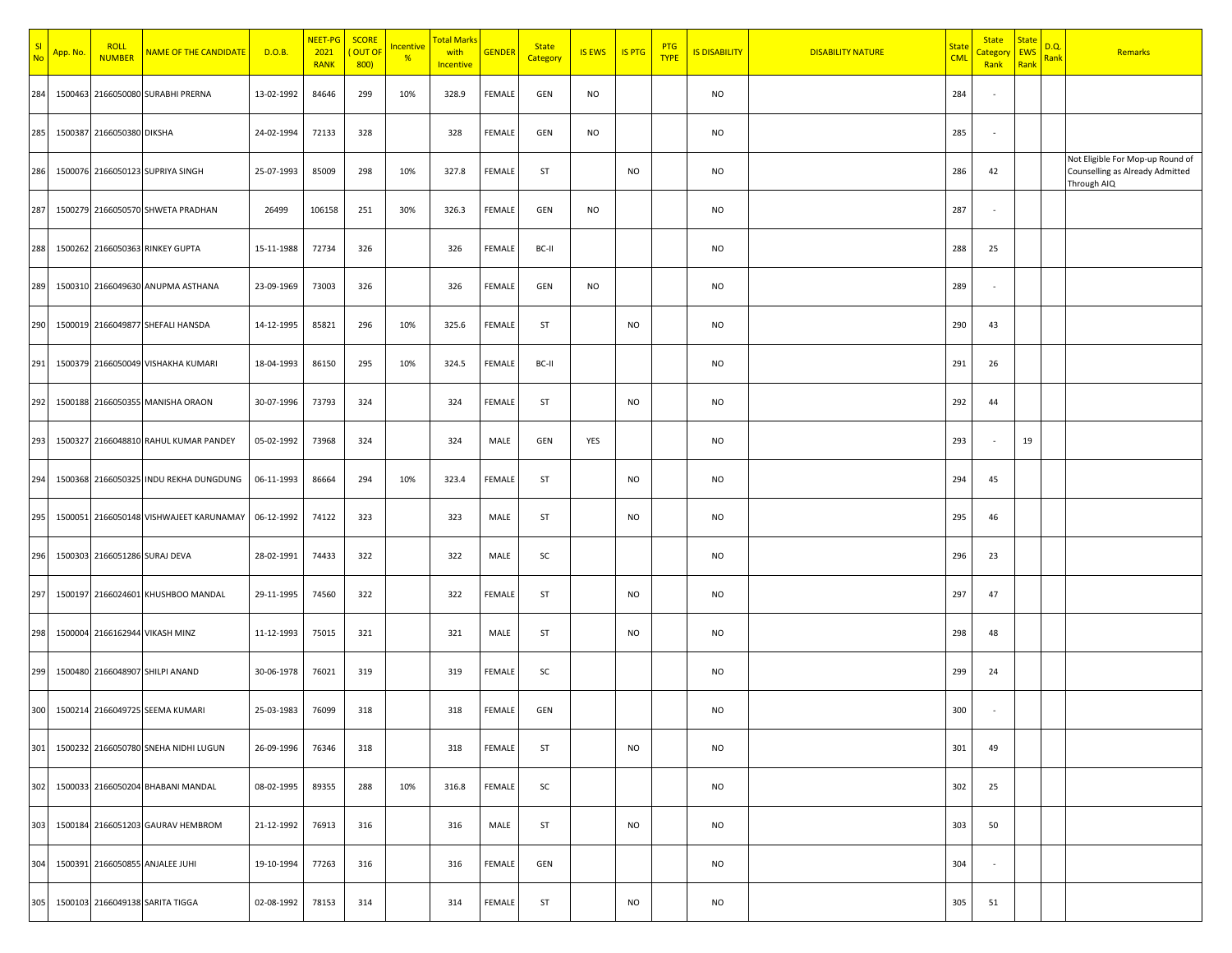| Sl No | App. No. | ROLL NUMBER | NAME OF THE CANDIDATE | D.O.B. | NEET-PG 2021 RANK | SCORE ( OUT OF 800) | Incentive % | Total Marks with Incentive | GENDER | State Category | IS EWS | IS PTG | PTG TYPE | IS DISABILITY | DISABILITY NATURE | State CML | State Category Rank | State EWS Rank | D.Q. Rank | Remarks |
|---|---|---|---|---|---|---|---|---|---|---|---|---|---|---|---|---|---|---|---|---|
| 284 | 1500463 | 2166050080 | SURABHI PRERNA | 13-02-1992 | 84646 | 299 | 10% | 328.9 | FEMALE | GEN | NO | | | NO | | 284 | - | | | |
| 285 | 1500387 | 2166050380 | DIKSHA | 24-02-1994 | 72133 | 328 | | 328 | FEMALE | GEN | NO | | | NO | | 285 | - | | | |
| 286 | 1500076 | 2166050123 | SUPRIYA SINGH | 25-07-1993 | 85009 | 298 | 10% | 327.8 | FEMALE | ST | | NO | | NO | | 286 | 42 | | | Not Eligible For Mop-up Round of Counselling as Already Admitted Through AIQ |
| 287 | 1500279 | 2166050570 | SHWETA PRADHAN | 26499 | 106158 | 251 | 30% | 326.3 | FEMALE | GEN | NO | | | NO | | 287 | - | | | |
| 288 | 1500262 | 2166050363 | RINKEY GUPTA | 15-11-1988 | 72734 | 326 | | 326 | FEMALE | BC-II | | | | NO | | 288 | 25 | | | |
| 289 | 1500310 | 2166049630 | ANUPMA ASTHANA | 23-09-1969 | 73003 | 326 | | 326 | FEMALE | GEN | NO | | | NO | | 289 | - | | | |
| 290 | 1500019 | 2166049877 | SHEFALI HANSDA | 14-12-1995 | 85821 | 296 | 10% | 325.6 | FEMALE | ST | | NO | | NO | | 290 | 43 | | | |
| 291 | 1500379 | 2166050049 | VISHAKHA KUMARI | 18-04-1993 | 86150 | 295 | 10% | 324.5 | FEMALE | BC-II | | | | NO | | 291 | 26 | | | |
| 292 | 1500188 | 2166050355 | MANISHA ORAON | 30-07-1996 | 73793 | 324 | | 324 | FEMALE | ST | | NO | | NO | | 292 | 44 | | | |
| 293 | 1500327 | 2166048810 | RAHUL KUMAR PANDEY | 05-02-1992 | 73968 | 324 | | 324 | MALE | GEN | YES | | | NO | | 293 | - | 19 | | |
| 294 | 1500368 | 2166050325 | INDU REKHA DUNGDUNG | 06-11-1993 | 86664 | 294 | 10% | 323.4 | FEMALE | ST | | NO | | NO | | 294 | 45 | | | |
| 295 | 1500051 | 2166050148 | VISHWAJEET KARUNAMAY | 06-12-1992 | 74122 | 323 | | 323 | MALE | ST | | NO | | NO | | 295 | 46 | | | |
| 296 | 1500303 | 2166051286 | SURAJ DEVA | 28-02-1991 | 74433 | 322 | | 322 | MALE | SC | | | | NO | | 296 | 23 | | | |
| 297 | 1500197 | 2166024601 | KHUSHBOO MANDAL | 29-11-1995 | 74560 | 322 | | 322 | FEMALE | ST | | NO | | NO | | 297 | 47 | | | |
| 298 | 1500004 | 2166162944 | VIKASH MINZ | 11-12-1993 | 75015 | 321 | | 321 | MALE | ST | | NO | | NO | | 298 | 48 | | | |
| 299 | 1500480 | 2166048907 | SHILPI ANAND | 30-06-1978 | 76021 | 319 | | 319 | FEMALE | SC | | | | NO | | 299 | 24 | | | |
| 300 | 1500214 | 2166049725 | SEEMA KUMARI | 25-03-1983 | 76099 | 318 | | 318 | FEMALE | GEN | | | | NO | | 300 | - | | | |
| 301 | 1500232 | 2166050780 | SNEHA NIDHI LUGUN | 26-09-1996 | 76346 | 318 | | 318 | FEMALE | ST | | NO | | NO | | 301 | 49 | | | |
| 302 | 1500033 | 2166050204 | BHABANI MANDAL | 08-02-1995 | 89355 | 288 | 10% | 316.8 | FEMALE | SC | | | | NO | | 302 | 25 | | | |
| 303 | 1500184 | 2166051203 | GAURAV HEMBROM | 21-12-1992 | 76913 | 316 | | 316 | MALE | ST | | NO | | NO | | 303 | 50 | | | |
| 304 | 1500391 | 2166050855 | ANJALEE JUHI | 19-10-1994 | 77263 | 316 | | 316 | FEMALE | GEN | | | | NO | | 304 | - | | | |
| 305 | 1500103 | 2166049138 | SARITA TIGGA | 02-08-1992 | 78153 | 314 | | 314 | FEMALE | ST | | NO | | NO | | 305 | 51 | | | |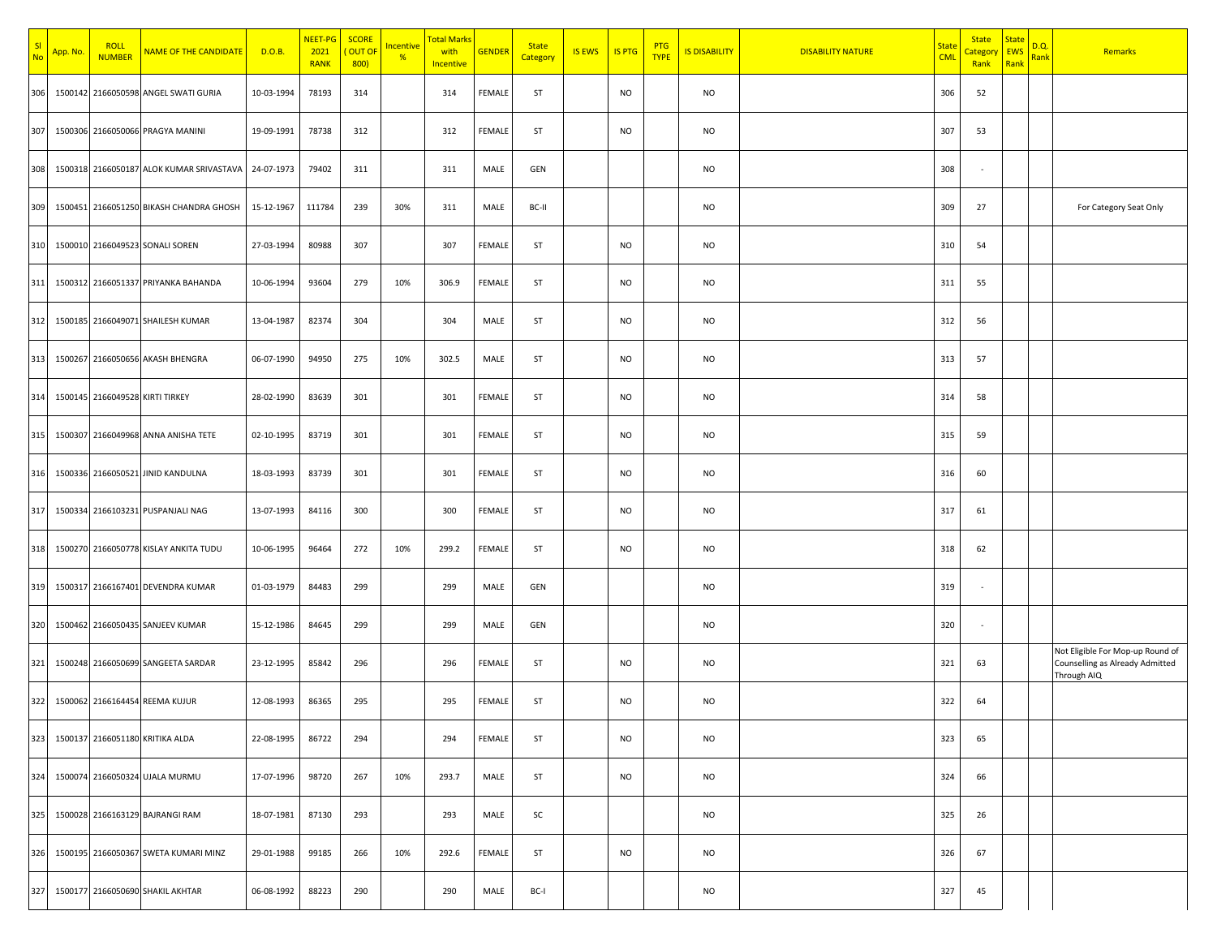| Sl No | App. No. | ROLL NUMBER | NAME OF THE CANDIDATE | D.O.B. | NEET-PG 2021 RANK | SCORE ( OUT OF 800) | Incentive % | Total Marks with Incentive | GENDER | State Category | IS EWS | IS PTG | PTG TYPE | IS DISABILITY | DISABILITY NATURE | State CML | State Category Rank | State EWS Rank | D.Q. Rank | Remarks |
|---|---|---|---|---|---|---|---|---|---|---|---|---|---|---|---|---|---|---|---|---|
| 306 | 1500142 | 2166050598 | ANGEL SWATI GURIA | 10-03-1994 | 78193 | 314 | | 314 | FEMALE | ST | | NO | | NO | | 306 | 52 | | | |
| 307 | 1500306 | 2166050066 | PRAGYA MANINI | 19-09-1991 | 78738 | 312 | | 312 | FEMALE | ST | | NO | | NO | | 307 | 53 | | | |
| 308 | 1500318 | 2166050187 | ALOK KUMAR SRIVASTAVA | 24-07-1973 | 79402 | 311 | | 311 | MALE | GEN | | | | NO | | 308 | - | | | |
| 309 | 1500451 | 2166051250 | BIKASH CHANDRA GHOSH | 15-12-1967 | 111784 | 239 | 30% | 311 | MALE | BC-II | | | | NO | | 309 | 27 | | | For Category Seat Only |
| 310 | 1500010 | 2166049523 | SONALI SOREN | 27-03-1994 | 80988 | 307 | | 307 | FEMALE | ST | | NO | | NO | | 310 | 54 | | | |
| 311 | 1500312 | 2166051337 | PRIYANKA BAHANDA | 10-06-1994 | 93604 | 279 | 10% | 306.9 | FEMALE | ST | | NO | | NO | | 311 | 55 | | | |
| 312 | 1500185 | 2166049071 | SHAILESH KUMAR | 13-04-1987 | 82374 | 304 | | 304 | MALE | ST | | NO | | NO | | 312 | 56 | | | |
| 313 | 1500267 | 2166050656 | AKASH BHENGRA | 06-07-1990 | 94950 | 275 | 10% | 302.5 | MALE | ST | | NO | | NO | | 313 | 57 | | | |
| 314 | 1500145 | 2166049528 | KIRTI TIRKEY | 28-02-1990 | 83639 | 301 | | 301 | FEMALE | ST | | NO | | NO | | 314 | 58 | | | |
| 315 | 1500307 | 2166049968 | ANNA ANISHA TETE | 02-10-1995 | 83719 | 301 | | 301 | FEMALE | ST | | NO | | NO | | 315 | 59 | | | |
| 316 | 1500336 | 2166050521 | JINID KANDULNA | 18-03-1993 | 83739 | 301 | | 301 | FEMALE | ST | | NO | | NO | | 316 | 60 | | | |
| 317 | 1500334 | 2166103231 | PUSPANJALI NAG | 13-07-1993 | 84116 | 300 | | 300 | FEMALE | ST | | NO | | NO | | 317 | 61 | | | |
| 318 | 1500270 | 2166050778 | KISLAY ANKITA TUDU | 10-06-1995 | 96464 | 272 | 10% | 299.2 | FEMALE | ST | | NO | | NO | | 318 | 62 | | | |
| 319 | 1500317 | 2166167401 | DEVENDRA KUMAR | 01-03-1979 | 84483 | 299 | | 299 | MALE | GEN | | | | NO | | 319 | - | | | |
| 320 | 1500462 | 2166050435 | SANJEEV KUMAR | 15-12-1986 | 84645 | 299 | | 299 | MALE | GEN | | | | NO | | 320 | - | | | |
| 321 | 1500248 | 2166050699 | SANGEETA SARDAR | 23-12-1995 | 85842 | 296 | | 296 | FEMALE | ST | | NO | | NO | | 321 | 63 | | | Not Eligible For Mop-up Round of Counselling as Already Admitted Through AIQ |
| 322 | 1500062 | 2166164454 | REEMA KUJUR | 12-08-1993 | 86365 | 295 | | 295 | FEMALE | ST | | NO | | NO | | 322 | 64 | | | |
| 323 | 1500137 | 2166051180 | KRITIKA ALDA | 22-08-1995 | 86722 | 294 | | 294 | FEMALE | ST | | NO | | NO | | 323 | 65 | | | |
| 324 | 1500074 | 2166050324 | UJALA MURMU | 17-07-1996 | 98720 | 267 | 10% | 293.7 | MALE | ST | | NO | | NO | | 324 | 66 | | | |
| 325 | 1500028 | 2166163129 | BAJRANGI RAM | 18-07-1981 | 87130 | 293 | | 293 | MALE | SC | | | | NO | | 325 | 26 | | | |
| 326 | 1500195 | 2166050367 | SWETA KUMARI MINZ | 29-01-1988 | 99185 | 266 | 10% | 292.6 | FEMALE | ST | | NO | | NO | | 326 | 67 | | | |
| 327 | 1500177 | 2166050690 | SHAKIL AKHTAR | 06-08-1992 | 88223 | 290 | | 290 | MALE | BC-I | | | | NO | | 327 | 45 | | | |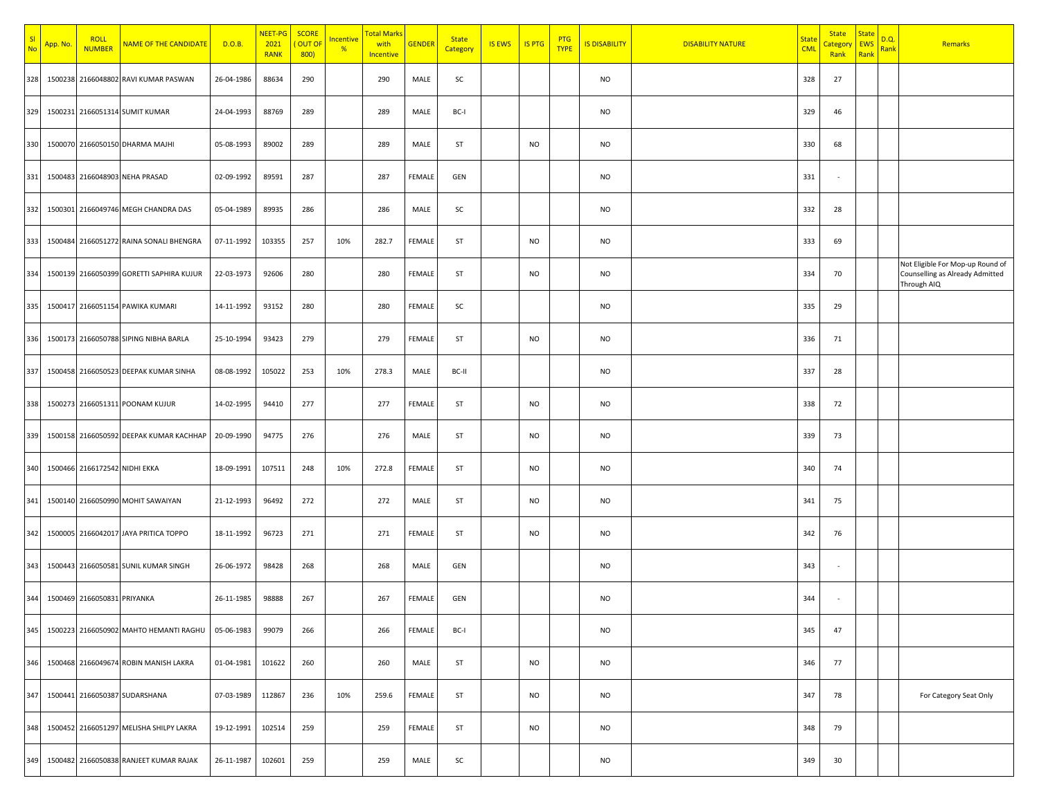| Sl No | App. No. | ROLL NUMBER | NAME OF THE CANDIDATE | D.O.B. | NEET-PG 2021 RANK | SCORE ( OUT OF 800) | Incentive % | Total Marks with Incentive | GENDER | State Category | IS EWS | IS PTG | PTG TYPE | IS DISABILITY | DISABILITY NATURE | State CML | State Category Rank | State EWS Rank | D.Q. Rank | Remarks |
|---|---|---|---|---|---|---|---|---|---|---|---|---|---|---|---|---|---|---|---|---|
| 328 | 1500238 | 2166048802 | RAVI KUMAR PASWAN | 26-04-1986 | 88634 | 290 | | 290 | MALE | SC | | | | NO | | 328 | 27 | | | |
| 329 | 1500231 | 2166051314 | SUMIT KUMAR | 24-04-1993 | 88769 | 289 | | 289 | MALE | BC-I | | | | NO | | 329 | 46 | | | |
| 330 | 1500070 | 2166050150 | DHARMA MAJHI | 05-08-1993 | 89002 | 289 | | 289 | MALE | ST | | NO | | NO | | 330 | 68 | | | |
| 331 | 1500483 | 2166048903 | NEHA PRASAD | 02-09-1992 | 89591 | 287 | | 287 | FEMALE | GEN | | | | NO | | 331 | - | | | |
| 332 | 1500301 | 2166049746 | MEGH CHANDRA DAS | 05-04-1989 | 89935 | 286 | | 286 | MALE | SC | | | | NO | | 332 | 28 | | | |
| 333 | 1500484 | 2166051272 | RAINA SONALI BHENGRA | 07-11-1992 | 103355 | 257 | 10% | 282.7 | FEMALE | ST | | NO | | NO | | 333 | 69 | | | |
| 334 | 1500139 | 2166050399 | GORETTI SAPHIRA KUJUR | 22-03-1973 | 92606 | 280 | | 280 | FEMALE | ST | | NO | | NO | | 334 | 70 | | | Not Eligible For Mop-up Round of Counselling as Already Admitted Through AIQ |
| 335 | 1500417 | 2166051154 | PAWIKA KUMARI | 14-11-1992 | 93152 | 280 | | 280 | FEMALE | SC | | | | NO | | 335 | 29 | | | |
| 336 | 1500173 | 2166050788 | SIPING NIBHA BARLA | 25-10-1994 | 93423 | 279 | | 279 | FEMALE | ST | | NO | | NO | | 336 | 71 | | | |
| 337 | 1500458 | 2166050523 | DEEPAK KUMAR SINHA | 08-08-1992 | 105022 | 253 | 10% | 278.3 | MALE | BC-II | | | | NO | | 337 | 28 | | | |
| 338 | 1500273 | 2166051311 | POONAM KUJUR | 14-02-1995 | 94410 | 277 | | 277 | FEMALE | ST | | NO | | NO | | 338 | 72 | | | |
| 339 | 1500158 | 2166050592 | DEEPAK KUMAR KACHHAP | 20-09-1990 | 94775 | 276 | | 276 | MALE | ST | | NO | | NO | | 339 | 73 | | | |
| 340 | 1500466 | 2166172542 | NIDHI EKKA | 18-09-1991 | 107511 | 248 | 10% | 272.8 | FEMALE | ST | | NO | | NO | | 340 | 74 | | | |
| 341 | 1500140 | 2166050990 | MOHIT SAWAIYAN | 21-12-1993 | 96492 | 272 | | 272 | MALE | ST | | NO | | NO | | 341 | 75 | | | |
| 342 | 1500005 | 2166042017 | JAYA PRITICA TOPPO | 18-11-1992 | 96723 | 271 | | 271 | FEMALE | ST | | NO | | NO | | 342 | 76 | | | |
| 343 | 1500443 | 2166050581 | SUNIL KUMAR SINGH | 26-06-1972 | 98428 | 268 | | 268 | MALE | GEN | | | | NO | | 343 | - | | | |
| 344 | 1500469 | 2166050831 | PRIYANKA | 26-11-1985 | 98888 | 267 | | 267 | FEMALE | GEN | | | | NO | | 344 | - | | | |
| 345 | 1500223 | 2166050902 | MAHTO HEMANTI RAGHU | 05-06-1983 | 99079 | 266 | | 266 | FEMALE | BC-I | | | | NO | | 345 | 47 | | | |
| 346 | 1500468 | 2166049674 | ROBIN MANISH LAKRA | 01-04-1981 | 101622 | 260 | | 260 | MALE | ST | | NO | | NO | | 346 | 77 | | | |
| 347 | 1500441 | 2166050387 | SUDARSHANA | 07-03-1989 | 112867 | 236 | 10% | 259.6 | FEMALE | ST | | NO | | NO | | 347 | 78 | | | For Category Seat Only |
| 348 | 1500452 | 2166051297 | MELISHA SHILPY LAKRA | 19-12-1991 | 102514 | 259 | | 259 | FEMALE | ST | | NO | | NO | | 348 | 79 | | | |
| 349 | 1500482 | 2166050838 | RANJEET KUMAR RAJAK | 26-11-1987 | 102601 | 259 | | 259 | MALE | SC | | | | NO | | 349 | 30 | | | |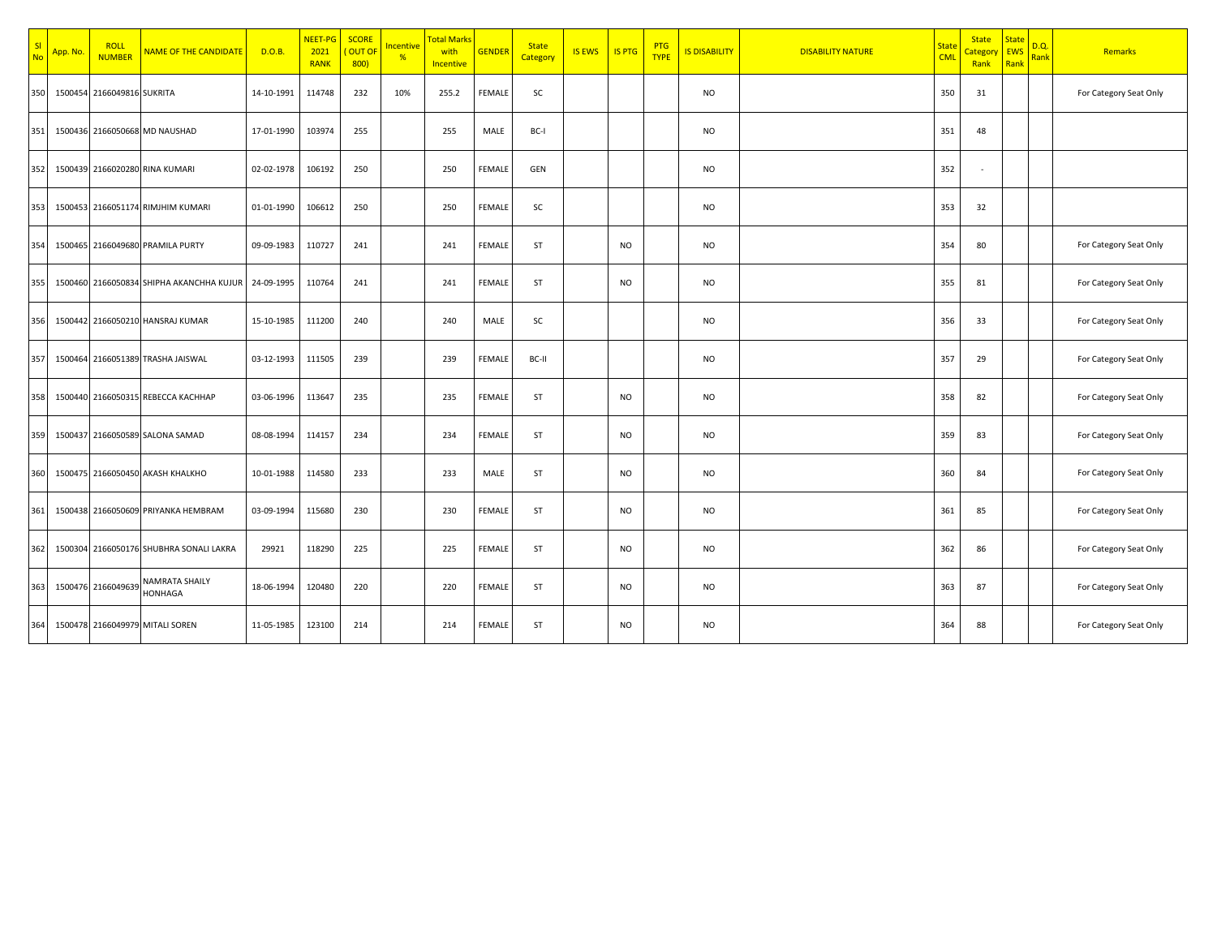| Sl No | App. No. | ROLL NUMBER | NAME OF THE CANDIDATE | D.O.B. | NEET-PG 2021 RANK | SCORE ( OUT OF 800) | Incentive % | Total Marks with Incentive | GENDER | State Category | IS EWS | IS PTG | PTG TYPE | IS DISABILITY | DISABILITY NATURE | State CML | State Category Rank | State EWS Rank | D.Q. Rank | Remarks |
|---|---|---|---|---|---|---|---|---|---|---|---|---|---|---|---|---|---|---|---|---|
| 350 | 1500454 | 2166049816 | SUKRITA | 14-10-1991 | 114748 | 232 | 10% | 255.2 | FEMALE | SC | | | | NO | | 350 | 31 | | | For Category Seat Only |
| 351 | 1500436 | 2166050668 | MD NAUSHAD | 17-01-1990 | 103974 | 255 | | 255 | MALE | BC-I | | | | NO | | 351 | 48 | | | |
| 352 | 1500439 | 2166020280 | RINA KUMARI | 02-02-1978 | 106192 | 250 | | 250 | FEMALE | GEN | | | | NO | | 352 | - | | | |
| 353 | 1500453 | 2166051174 | RIMJHIM KUMARI | 01-01-1990 | 106612 | 250 | | 250 | FEMALE | SC | | | | NO | | 353 | 32 | | | |
| 354 | 1500465 | 2166049680 | PRAMILA PURTY | 09-09-1983 | 110727 | 241 | | 241 | FEMALE | ST | | NO | | NO | | 354 | 80 | | | For Category Seat Only |
| 355 | 1500460 | 2166050834 | SHIPHA AKANCHHA KUJUR | 24-09-1995 | 110764 | 241 | | 241 | FEMALE | ST | | NO | | NO | | 355 | 81 | | | For Category Seat Only |
| 356 | 1500442 | 2166050210 | HANSRAJ KUMAR | 15-10-1985 | 111200 | 240 | | 240 | MALE | SC | | | | NO | | 356 | 33 | | | For Category Seat Only |
| 357 | 1500464 | 2166051389 | TRASHA JAISWAL | 03-12-1993 | 111505 | 239 | | 239 | FEMALE | BC-II | | | | NO | | 357 | 29 | | | For Category Seat Only |
| 358 | 1500440 | 2166050315 | REBECCA KACHHAP | 03-06-1996 | 113647 | 235 | | 235 | FEMALE | ST | | NO | | NO | | 358 | 82 | | | For Category Seat Only |
| 359 | 1500437 | 2166050589 | SALONA SAMAD | 08-08-1994 | 114157 | 234 | | 234 | FEMALE | ST | | NO | | NO | | 359 | 83 | | | For Category Seat Only |
| 360 | 1500475 | 2166050450 | AKASH KHALKHO | 10-01-1988 | 114580 | 233 | | 233 | MALE | ST | | NO | | NO | | 360 | 84 | | | For Category Seat Only |
| 361 | 1500438 | 2166050609 | PRIYANKA HEMBRAM | 03-09-1994 | 115680 | 230 | | 230 | FEMALE | ST | | NO | | NO | | 361 | 85 | | | For Category Seat Only |
| 362 | 1500304 | 2166050176 | SHUBHRA SONALI LAKRA | 29921 | 118290 | 225 | | 225 | FEMALE | ST | | NO | | NO | | 362 | 86 | | | For Category Seat Only |
| 363 | 1500476 | 2166049639 | NAMRATA SHAILY HONHAGA | 18-06-1994 | 120480 | 220 | | 220 | FEMALE | ST | | NO | | NO | | 363 | 87 | | | For Category Seat Only |
| 364 | 1500478 | 2166049979 | MITALI SOREN | 11-05-1985 | 123100 | 214 | | 214 | FEMALE | ST | | NO | | NO | | 364 | 88 | | | For Category Seat Only |